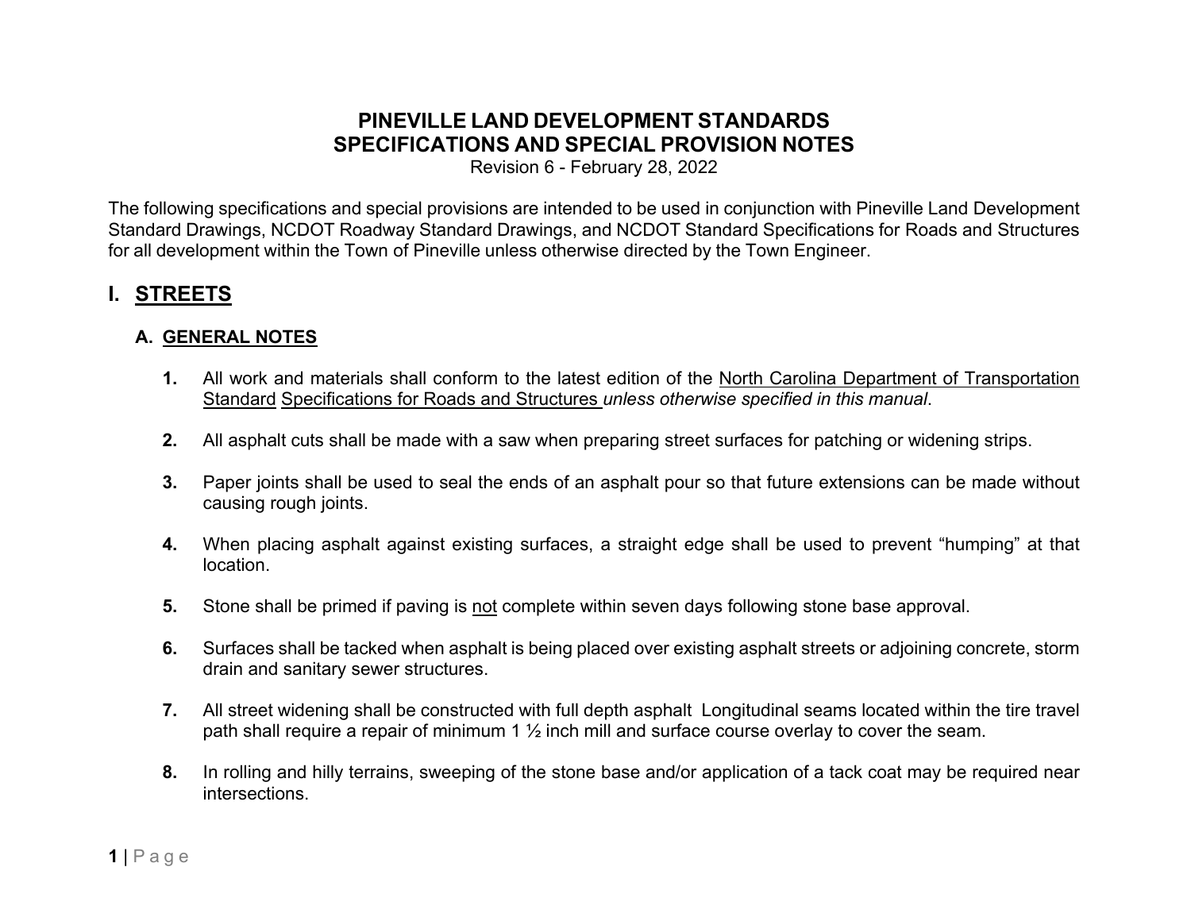# PINEVILLE LAND DEVELOPMENT STANDARDS
# SPECIFICATIONS AND SPECIAL PROVISION NOTES

Revision 6 - February 28, 2022

The following specifications and special provisions are intended to be used in conjunction with Pineville Land Development Standard Drawings, NCDOT Roadway Standard Drawings, and NCDOT Standard Specifications for Roads and Structures for all development within the Town of Pineville unless otherwise directed by the Town Engineer.

## I. STREETS

### A. GENERAL NOTES

1. All work and materials shall conform to the latest edition of the North Carolina Department of Transportation Standard Specifications for Roads and Structures *unless otherwise specified in this manual*.

2. All asphalt cuts shall be made with a saw when preparing street surfaces for patching or widening strips.

3. Paper joints shall be used to seal the ends of an asphalt pour so that future extensions can be made without causing rough joints.

4. When placing asphalt against existing surfaces, a straight edge shall be used to prevent “humping” at that location.

5. Stone shall be primed if paving is not complete within seven days following stone base approval.

6. Surfaces shall be tacked when asphalt is being placed over existing asphalt streets or adjoining concrete, storm drain and sanitary sewer structures.

7. All street widening shall be constructed with full depth asphalt Longitudinal seams located within the tire travel path shall require a repair of minimum 1 ½ inch mill and surface course overlay to cover the seam.

8. In rolling and hilly terrains, sweeping of the stone base and/or application of a tack coat may be required near intersections.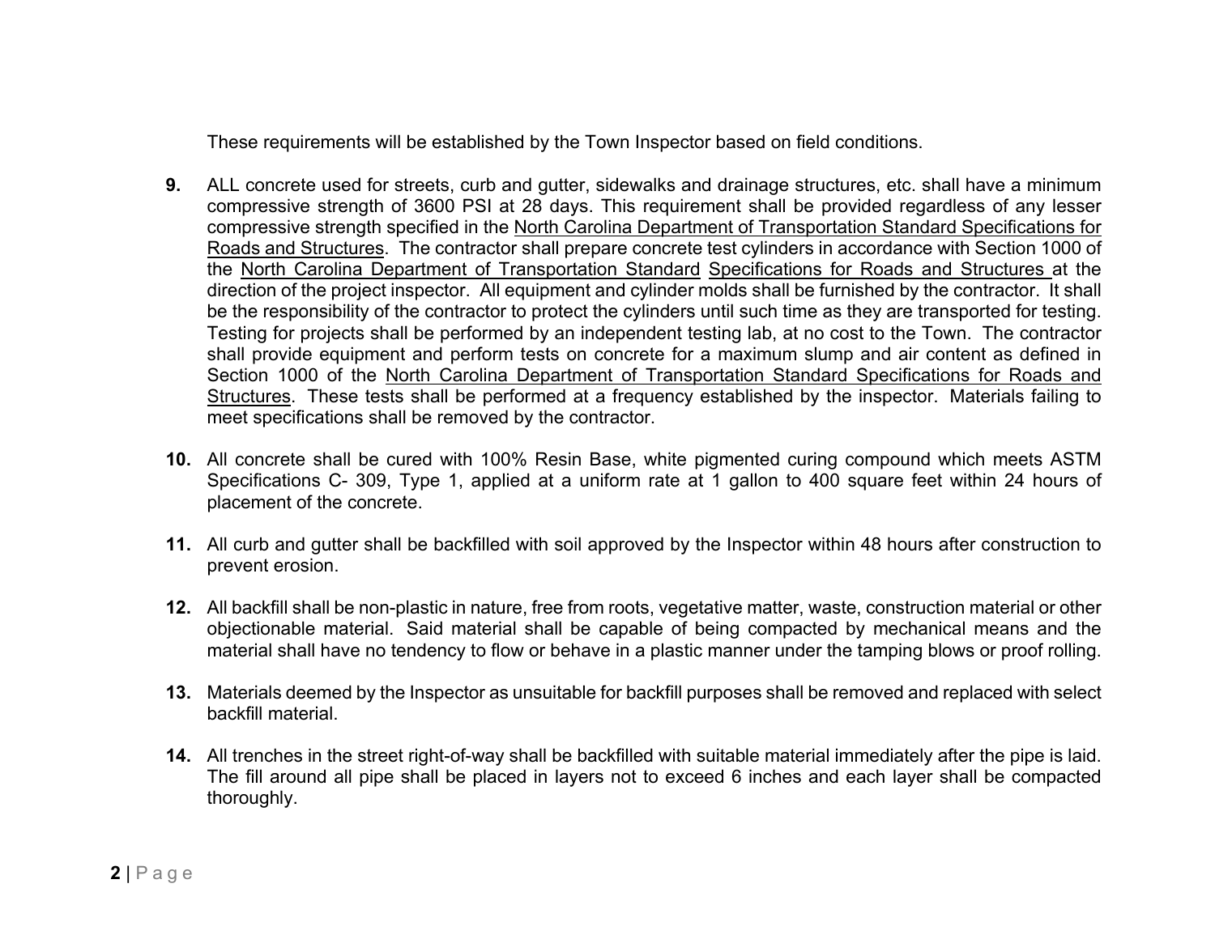These requirements will be established by the Town Inspector based on field conditions.

**9.** ALL concrete used for streets, curb and gutter, sidewalks and drainage structures, etc. shall have a minimum compressive strength of 3600 PSI at 28 days. This requirement shall be provided regardless of any lesser compressive strength specified in the North Carolina Department of Transportation Standard Specifications for Roads and Structures. The contractor shall prepare concrete test cylinders in accordance with Section 1000 of the North Carolina Department of Transportation Standard Specifications for Roads and Structures at the direction of the project inspector. All equipment and cylinder molds shall be furnished by the contractor. It shall be the responsibility of the contractor to protect the cylinders until such time as they are transported for testing. Testing for projects shall be performed by an independent testing lab, at no cost to the Town. The contractor shall provide equipment and perform tests on concrete for a maximum slump and air content as defined in Section 1000 of the North Carolina Department of Transportation Standard Specifications for Roads and Structures. These tests shall be performed at a frequency established by the inspector. Materials failing to meet specifications shall be removed by the contractor.

**10.** All concrete shall be cured with 100% Resin Base, white pigmented curing compound which meets ASTM Specifications C- 309, Type 1, applied at a uniform rate at 1 gallon to 400 square feet within 24 hours of placement of the concrete.

**11.** All curb and gutter shall be backfilled with soil approved by the Inspector within 48 hours after construction to prevent erosion.

**12.** All backfill shall be non-plastic in nature, free from roots, vegetative matter, waste, construction material or other objectionable material. Said material shall be capable of being compacted by mechanical means and the material shall have no tendency to flow or behave in a plastic manner under the tamping blows or proof rolling.

**13.** Materials deemed by the Inspector as unsuitable for backfill purposes shall be removed and replaced with select backfill material.

**14.** All trenches in the street right-of-way shall be backfilled with suitable material immediately after the pipe is laid. The fill around all pipe shall be placed in layers not to exceed 6 inches and each layer shall be compacted thoroughly.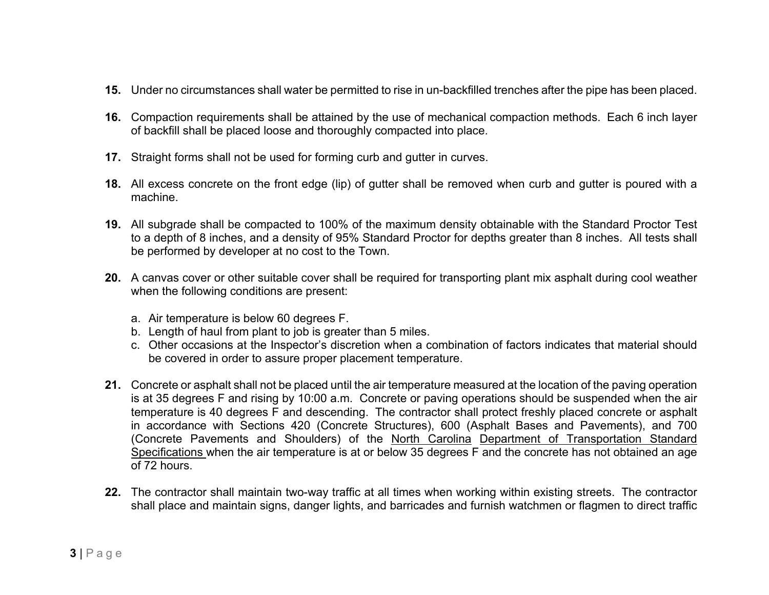**15.** Under no circumstances shall water be permitted to rise in un-backfilled trenches after the pipe has been placed.

**16.** Compaction requirements shall be attained by the use of mechanical compaction methods. Each 6 inch layer of backfill shall be placed loose and thoroughly compacted into place.

**17.** Straight forms shall not be used for forming curb and gutter in curves.

**18.** All excess concrete on the front edge (lip) of gutter shall be removed when curb and gutter is poured with a machine.

**19.** All subgrade shall be compacted to 100% of the maximum density obtainable with the Standard Proctor Test to a depth of 8 inches, and a density of 95% Standard Proctor for depths greater than 8 inches. All tests shall be performed by developer at no cost to the Town.

**20.** A canvas cover or other suitable cover shall be required for transporting plant mix asphalt during cool weather when the following conditions are present:

a. Air temperature is below 60 degrees F.
b. Length of haul from plant to job is greater than 5 miles.
c. Other occasions at the Inspector's discretion when a combination of factors indicates that material should be covered in order to assure proper placement temperature.

**21.** Concrete or asphalt shall not be placed until the air temperature measured at the location of the paving operation is at 35 degrees F and rising by 10:00 a.m. Concrete or paving operations should be suspended when the air temperature is 40 degrees F and descending. The contractor shall protect freshly placed concrete or asphalt in accordance with Sections 420 (Concrete Structures), 600 (Asphalt Bases and Pavements), and 700 (Concrete Pavements and Shoulders) of the North Carolina Department of Transportation Standard Specifications when the air temperature is at or below 35 degrees F and the concrete has not obtained an age of 72 hours.

**22.** The contractor shall maintain two-way traffic at all times when working within existing streets. The contractor shall place and maintain signs, danger lights, and barricades and furnish watchmen or flagmen to direct traffic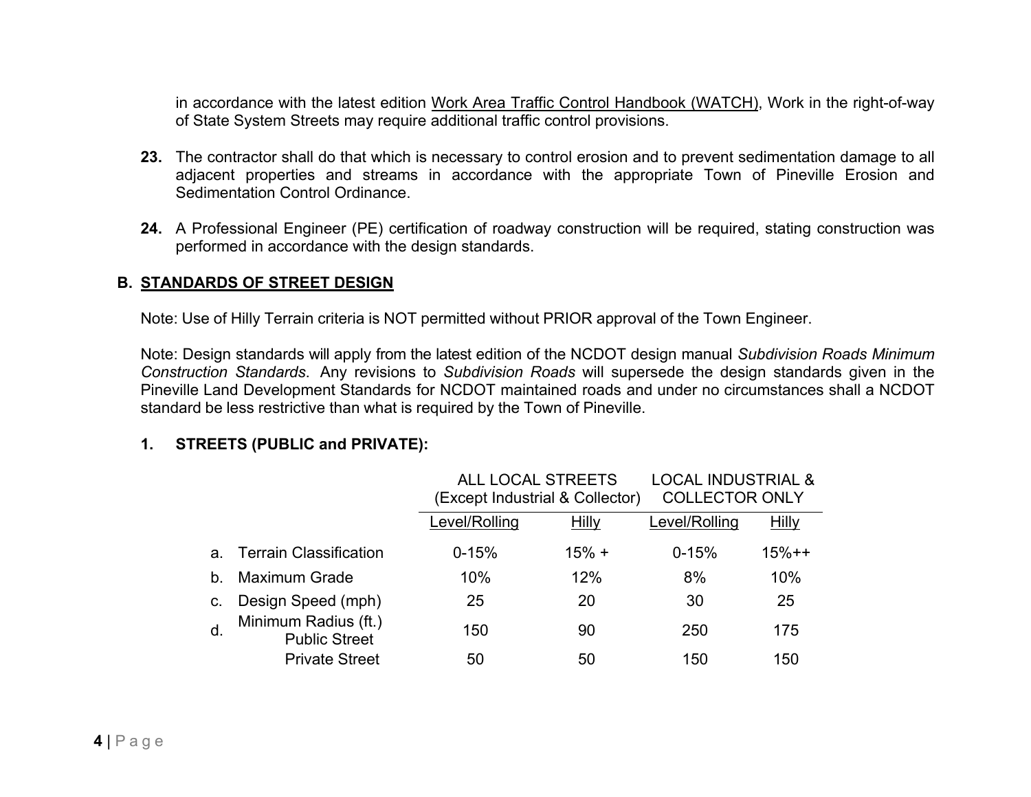in accordance with the latest edition Work Area Traffic Control Handbook (WATCH), Work in the right-of-way of State System Streets may require additional traffic control provisions.

**23.** The contractor shall do that which is necessary to control erosion and to prevent sedimentation damage to all adjacent properties and streams in accordance with the appropriate Town of Pineville Erosion and Sedimentation Control Ordinance.

**24.** A Professional Engineer (PE) certification of roadway construction will be required, stating construction was performed in accordance with the design standards.

## B. STANDARDS OF STREET DESIGN

Note: Use of Hilly Terrain criteria is NOT permitted without PRIOR approval of the Town Engineer.

Note: Design standards will apply from the latest edition of the NCDOT design manual *Subdivision Roads Minimum Construction Standards*. Any revisions to *Subdivision Roads* will supersede the design standards given in the Pineville Land Development Standards for NCDOT maintained roads and under no circumstances shall a NCDOT standard be less restrictive than what is required by the Town of Pineville.

### 1. STREETS (PUBLIC and PRIVATE):

| | ALL LOCAL STREETS (Except Industrial & Collector) | | LOCAL INDUSTRIAL & COLLECTOR ONLY | |
|---|---|---|---|---|
| | Level/Rolling | Hilly | Level/Rolling | Hilly |
| a. Terrain Classification | 0-15% | 15% + | 0-15% | 15%++ |
| b. Maximum Grade | 10% | 12% | 8% | 10% |
| c. Design Speed (mph) | 25 | 20 | 30 | 25 |
| d. Minimum Radius (ft.) Public Street | 150 | 90 | 250 | 175 |
| Private Street | 50 | 50 | 150 | 150 |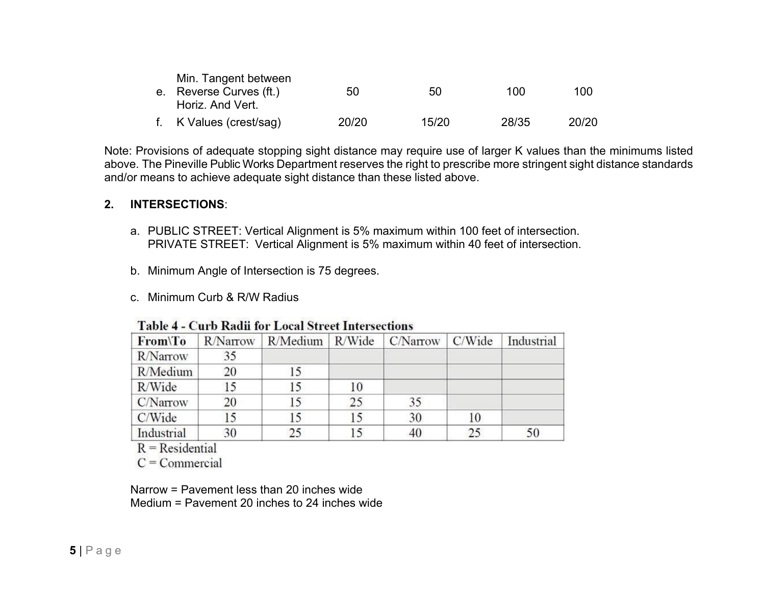| | | | | | |
|---|---|---|---|---|---|
| e. | Min. Tangent between Reverse Curves (ft.) Horiz. And Vert. | 50 | 50 | 100 | 100 |
| f. | K Values (crest/sag) | 20/20 | 15/20 | 28/35 | 20/20 |

Note: Provisions of adequate stopping sight distance may require use of larger K values than the minimums listed above. The Pineville Public Works Department reserves the right to prescribe more stringent sight distance standards and/or means to achieve adequate sight distance than these listed above.

**2. INTERSECTIONS**:

a. PUBLIC STREET: Vertical Alignment is 5% maximum within 100 feet of intersection.
   PRIVATE STREET: Vertical Alignment is 5% maximum within 40 feet of intersection.

b. Minimum Angle of Intersection is 75 degrees.

c. Minimum Curb & R/W Radius

**Table 4 - Curb Radii for Local Street Intersections**

| From\To | R/Narrow | R/Medium | R/Wide | C/Narrow | C/Wide | Industrial |
|---|---|---|---|---|---|---|
| R/Narrow | 35 | | | | | |
| R/Medium | 20 | 15 | | | | |
| R/Wide | 15 | 15 | 10 | | | |
| C/Narrow | 20 | 15 | 25 | 35 | | |
| C/Wide | 15 | 15 | 15 | 30 | 10 | |
| Industrial | 30 | 25 | 15 | 40 | 25 | 50 |

R = Residential
C = Commercial

Narrow = Pavement less than 20 inches wide
Medium = Pavement 20 inches to 24 inches wide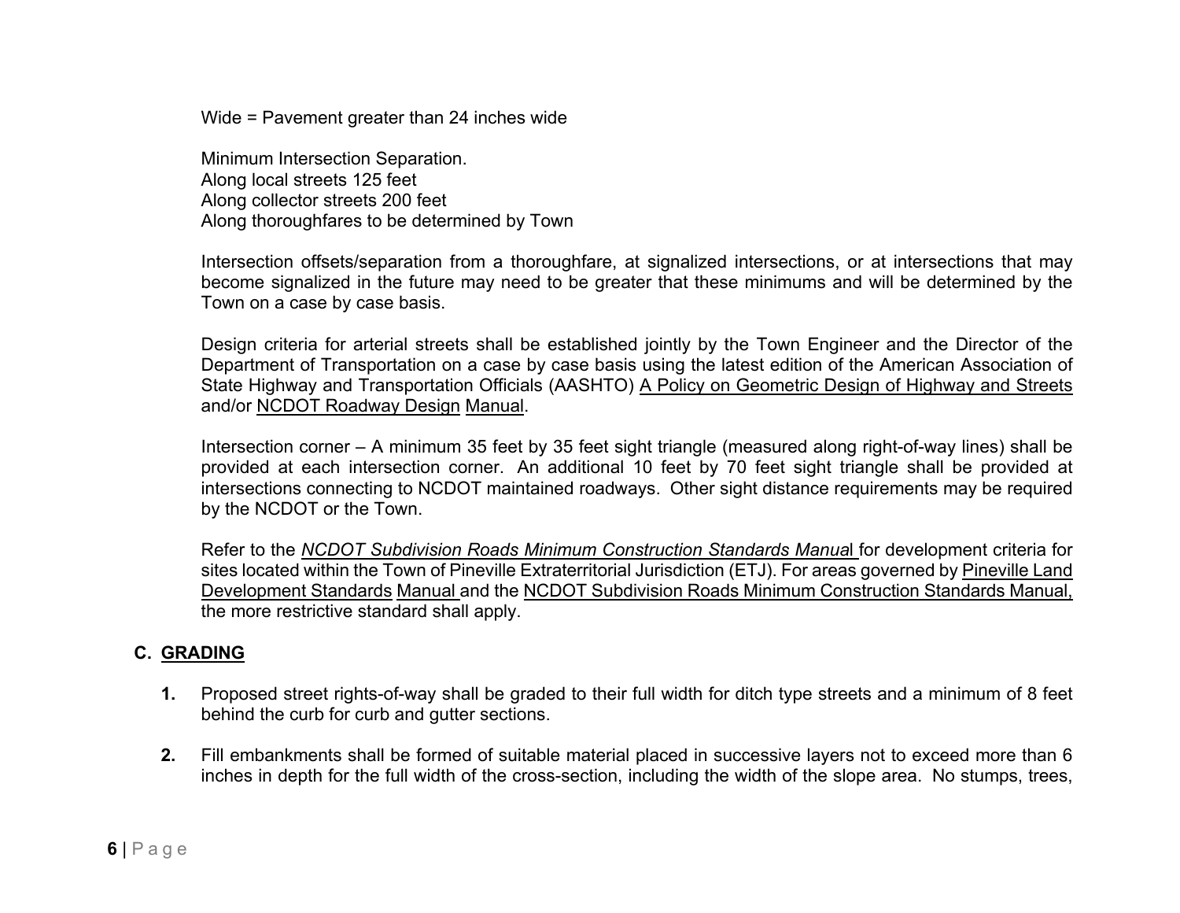Wide = Pavement greater than 24 inches wide

Minimum Intersection Separation.
Along local streets 125 feet
Along collector streets 200 feet
Along thoroughfares to be determined by Town

Intersection offsets/separation from a thoroughfare, at signalized intersections, or at intersections that may become signalized in the future may need to be greater that these minimums and will be determined by the Town on a case by case basis.

Design criteria for arterial streets shall be established jointly by the Town Engineer and the Director of the Department of Transportation on a case by case basis using the latest edition of the American Association of State Highway and Transportation Officials (AASHTO) A Policy on Geometric Design of Highway and Streets and/or NCDOT Roadway Design Manual.

Intersection corner – A minimum 35 feet by 35 feet sight triangle (measured along right-of-way lines) shall be provided at each intersection corner. An additional 10 feet by 70 feet sight triangle shall be provided at intersections connecting to NCDOT maintained roadways. Other sight distance requirements may be required by the NCDOT or the Town.

Refer to the *NCDOT Subdivision Roads Minimum Construction Standards Manual* for development criteria for sites located within the Town of Pineville Extraterritorial Jurisdiction (ETJ). For areas governed by Pineville Land Development Standards Manual and the NCDOT Subdivision Roads Minimum Construction Standards Manual, the more restrictive standard shall apply.

## C. GRADING

**1.** Proposed street rights-of-way shall be graded to their full width for ditch type streets and a minimum of 8 feet behind the curb for curb and gutter sections.

**2.** Fill embankments shall be formed of suitable material placed in successive layers not to exceed more than 6 inches in depth for the full width of the cross-section, including the width of the slope area. No stumps, trees,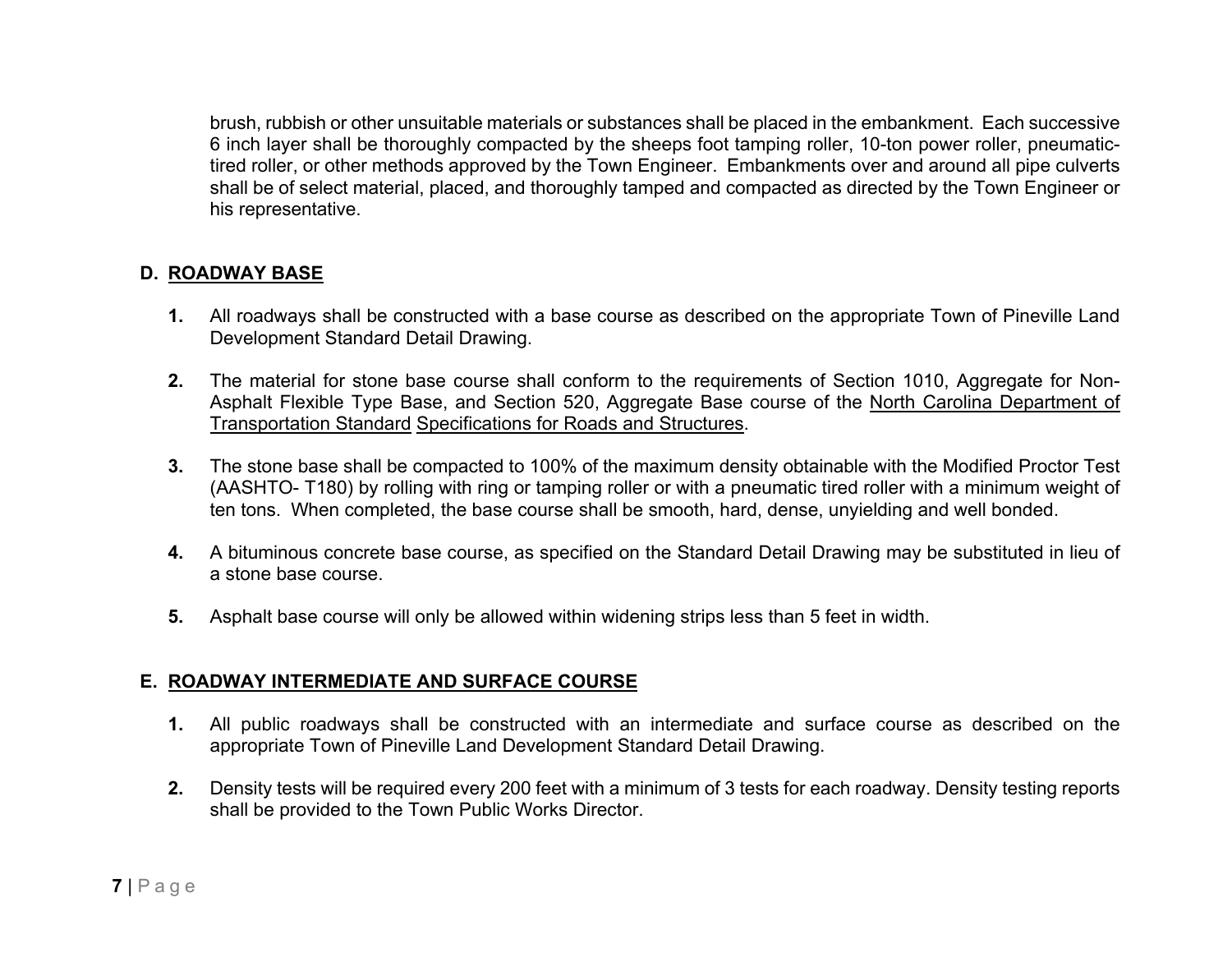brush, rubbish or other unsuitable materials or substances shall be placed in the embankment. Each successive 6 inch layer shall be thoroughly compacted by the sheeps foot tamping roller, 10-ton power roller, pneumatic-tired roller, or other methods approved by the Town Engineer. Embankments over and around all pipe culverts shall be of select material, placed, and thoroughly tamped and compacted as directed by the Town Engineer or his representative.

## D. ROADWAY BASE

**1.** All roadways shall be constructed with a base course as described on the appropriate Town of Pineville Land Development Standard Detail Drawing.

**2.** The material for stone base course shall conform to the requirements of Section 1010, Aggregate for Non-Asphalt Flexible Type Base, and Section 520, Aggregate Base course of the North Carolina Department of Transportation Standard Specifications for Roads and Structures.

**3.** The stone base shall be compacted to 100% of the maximum density obtainable with the Modified Proctor Test (AASHTO- T180) by rolling with ring or tamping roller or with a pneumatic tired roller with a minimum weight of ten tons. When completed, the base course shall be smooth, hard, dense, unyielding and well bonded.

**4.** A bituminous concrete base course, as specified on the Standard Detail Drawing may be substituted in lieu of a stone base course.

**5.** Asphalt base course will only be allowed within widening strips less than 5 feet in width.

## E. ROADWAY INTERMEDIATE AND SURFACE COURSE

**1.** All public roadways shall be constructed with an intermediate and surface course as described on the appropriate Town of Pineville Land Development Standard Detail Drawing.

**2.** Density tests will be required every 200 feet with a minimum of 3 tests for each roadway. Density testing reports shall be provided to the Town Public Works Director.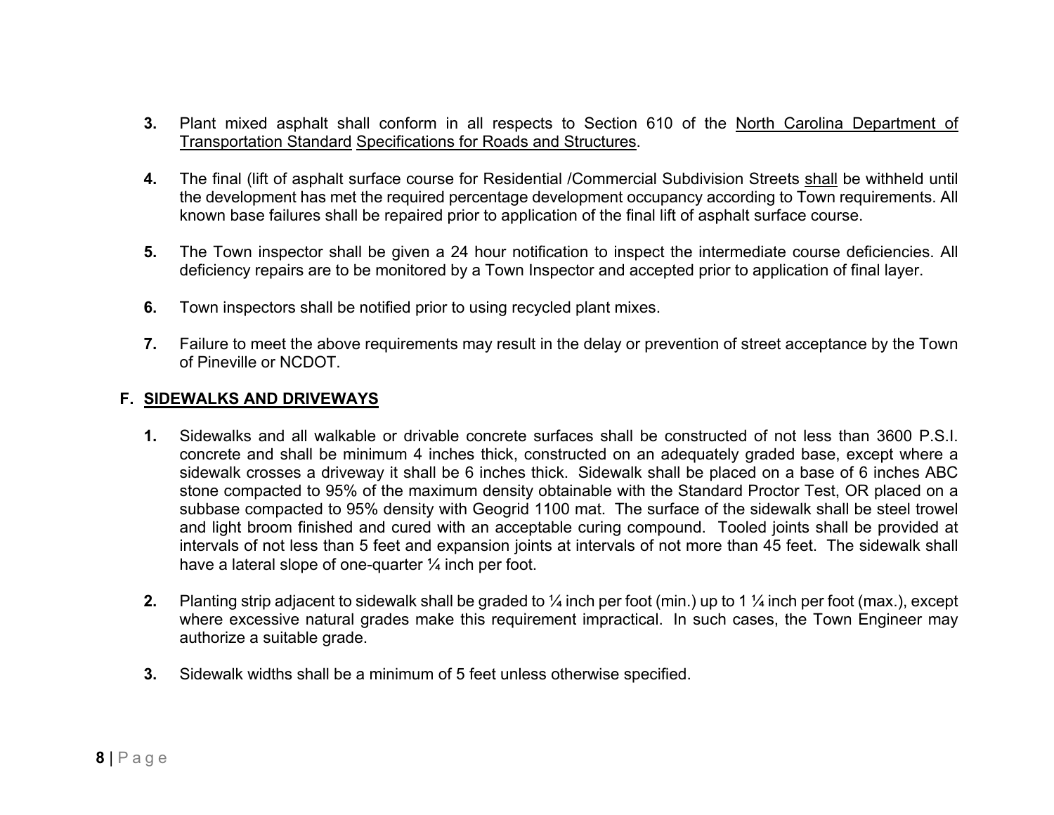3. Plant mixed asphalt shall conform in all respects to Section 610 of the <u>North Carolina Department of Transportation Standard</u> <u>Specifications for Roads and Structures</u>.

4. The final (lift of asphalt surface course for Residential /Commercial Subdivision Streets <u>shall</u> be withheld until the development has met the required percentage development occupancy according to Town requirements. All known base failures shall be repaired prior to application of the final lift of asphalt surface course.

5. The Town inspector shall be given a 24 hour notification to inspect the intermediate course deficiencies. All deficiency repairs are to be monitored by a Town Inspector and accepted prior to application of final layer.

6. Town inspectors shall be notified prior to using recycled plant mixes.

7. Failure to meet the above requirements may result in the delay or prevention of street acceptance by the Town of Pineville or NCDOT.

## F. <u>SIDEWALKS AND DRIVEWAYS</u>

1. Sidewalks and all walkable or drivable concrete surfaces shall be constructed of not less than 3600 P.S.I. concrete and shall be minimum 4 inches thick, constructed on an adequately graded base, except where a sidewalk crosses a driveway it shall be 6 inches thick. Sidewalk shall be placed on a base of 6 inches ABC stone compacted to 95% of the maximum density obtainable with the Standard Proctor Test, OR placed on a subbase compacted to 95% density with Geogrid 1100 mat. The surface of the sidewalk shall be steel trowel and light broom finished and cured with an acceptable curing compound. Tooled joints shall be provided at intervals of not less than 5 feet and expansion joints at intervals of not more than 45 feet. The sidewalk shall have a lateral slope of one-quarter ¼ inch per foot.

2. Planting strip adjacent to sidewalk shall be graded to ¼ inch per foot (min.) up to 1 ¼ inch per foot (max.), except where excessive natural grades make this requirement impractical. In such cases, the Town Engineer may authorize a suitable grade.

3. Sidewalk widths shall be a minimum of 5 feet unless otherwise specified.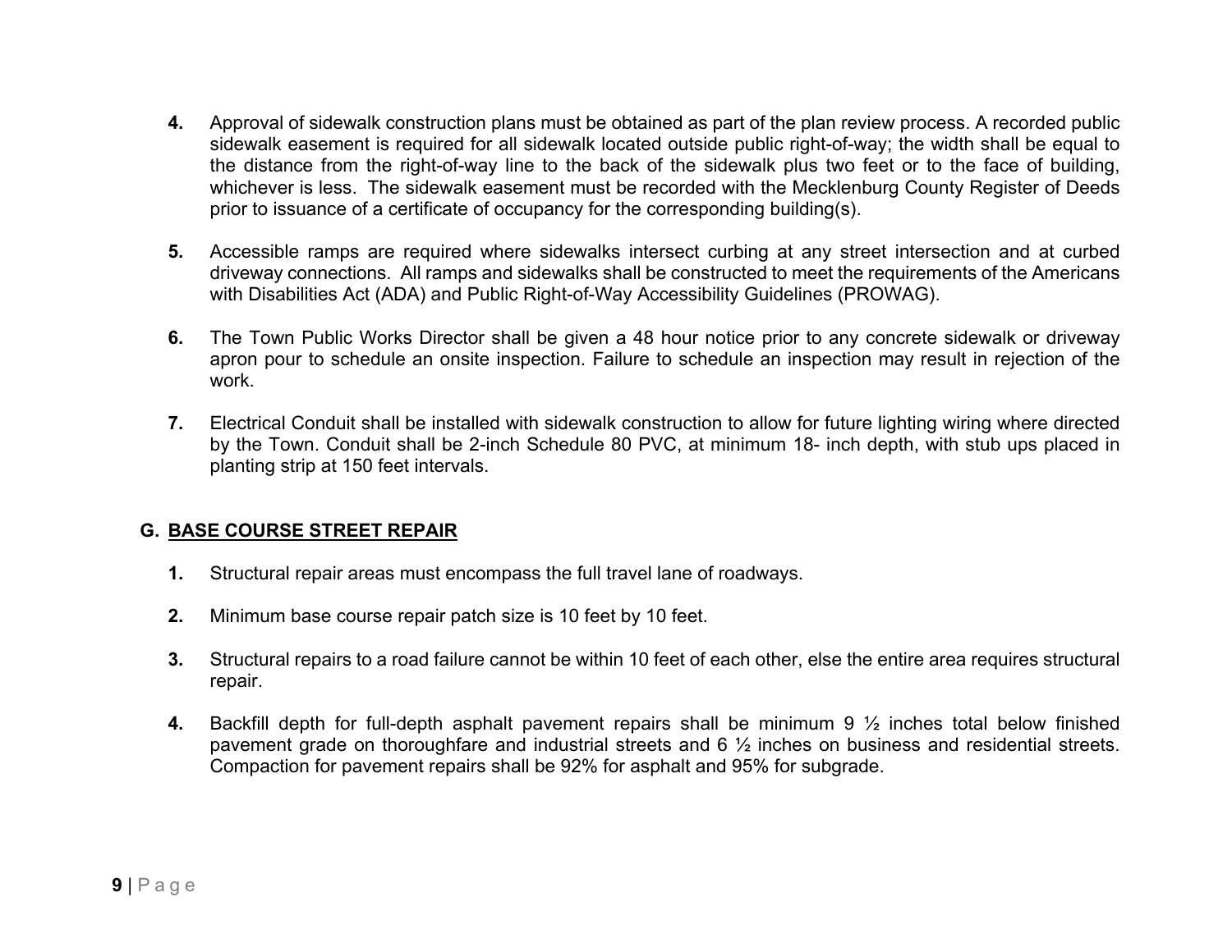4. Approval of sidewalk construction plans must be obtained as part of the plan review process. A recorded public sidewalk easement is required for all sidewalk located outside public right-of-way; the width shall be equal to the distance from the right-of-way line to the back of the sidewalk plus two feet or to the face of building, whichever is less. The sidewalk easement must be recorded with the Mecklenburg County Register of Deeds prior to issuance of a certificate of occupancy for the corresponding building(s).

5. Accessible ramps are required where sidewalks intersect curbing at any street intersection and at curbed driveway connections. All ramps and sidewalks shall be constructed to meet the requirements of the Americans with Disabilities Act (ADA) and Public Right-of-Way Accessibility Guidelines (PROWAG).

6. The Town Public Works Director shall be given a 48 hour notice prior to any concrete sidewalk or driveway apron pour to schedule an onsite inspection. Failure to schedule an inspection may result in rejection of the work.

7. Electrical Conduit shall be installed with sidewalk construction to allow for future lighting wiring where directed by the Town. Conduit shall be 2-inch Schedule 80 PVC, at minimum 18- inch depth, with stub ups placed in planting strip at 150 feet intervals.

## G. BASE COURSE STREET REPAIR

1. Structural repair areas must encompass the full travel lane of roadways.

2. Minimum base course repair patch size is 10 feet by 10 feet.

3. Structural repairs to a road failure cannot be within 10 feet of each other, else the entire area requires structural repair.

4. Backfill depth for full-depth asphalt pavement repairs shall be minimum 9 ½ inches total below finished pavement grade on thoroughfare and industrial streets and 6 ½ inches on business and residential streets. Compaction for pavement repairs shall be 92% for asphalt and 95% for subgrade.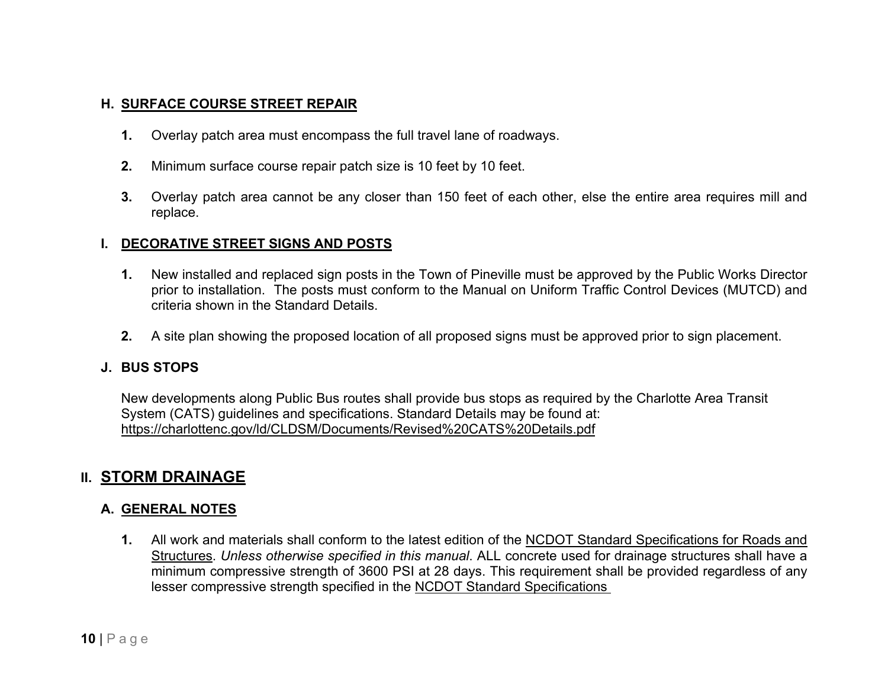### H. SURFACE COURSE STREET REPAIR

1. Overlay patch area must encompass the full travel lane of roadways.

2. Minimum surface course repair patch size is 10 feet by 10 feet.

3. Overlay patch area cannot be any closer than 150 feet of each other, else the entire area requires mill and replace.

### I. DECORATIVE STREET SIGNS AND POSTS

1. New installed and replaced sign posts in the Town of Pineville must be approved by the Public Works Director prior to installation. The posts must conform to the Manual on Uniform Traffic Control Devices (MUTCD) and criteria shown in the Standard Details.

2. A site plan showing the proposed location of all proposed signs must be approved prior to sign placement.

### J. BUS STOPS

New developments along Public Bus routes shall provide bus stops as required by the Charlotte Area Transit System (CATS) guidelines and specifications. Standard Details may be found at: https://charlottenc.gov/ld/CLDSM/Documents/Revised%20CATS%20Details.pdf

## II. STORM DRAINAGE

### A. GENERAL NOTES

1. All work and materials shall conform to the latest edition of the NCDOT Standard Specifications for Roads and Structures. *Unless otherwise specified in this manual*. ALL concrete used for drainage structures shall have a minimum compressive strength of 3600 PSI at 28 days. This requirement shall be provided regardless of any lesser compressive strength specified in the NCDOT Standard Specifications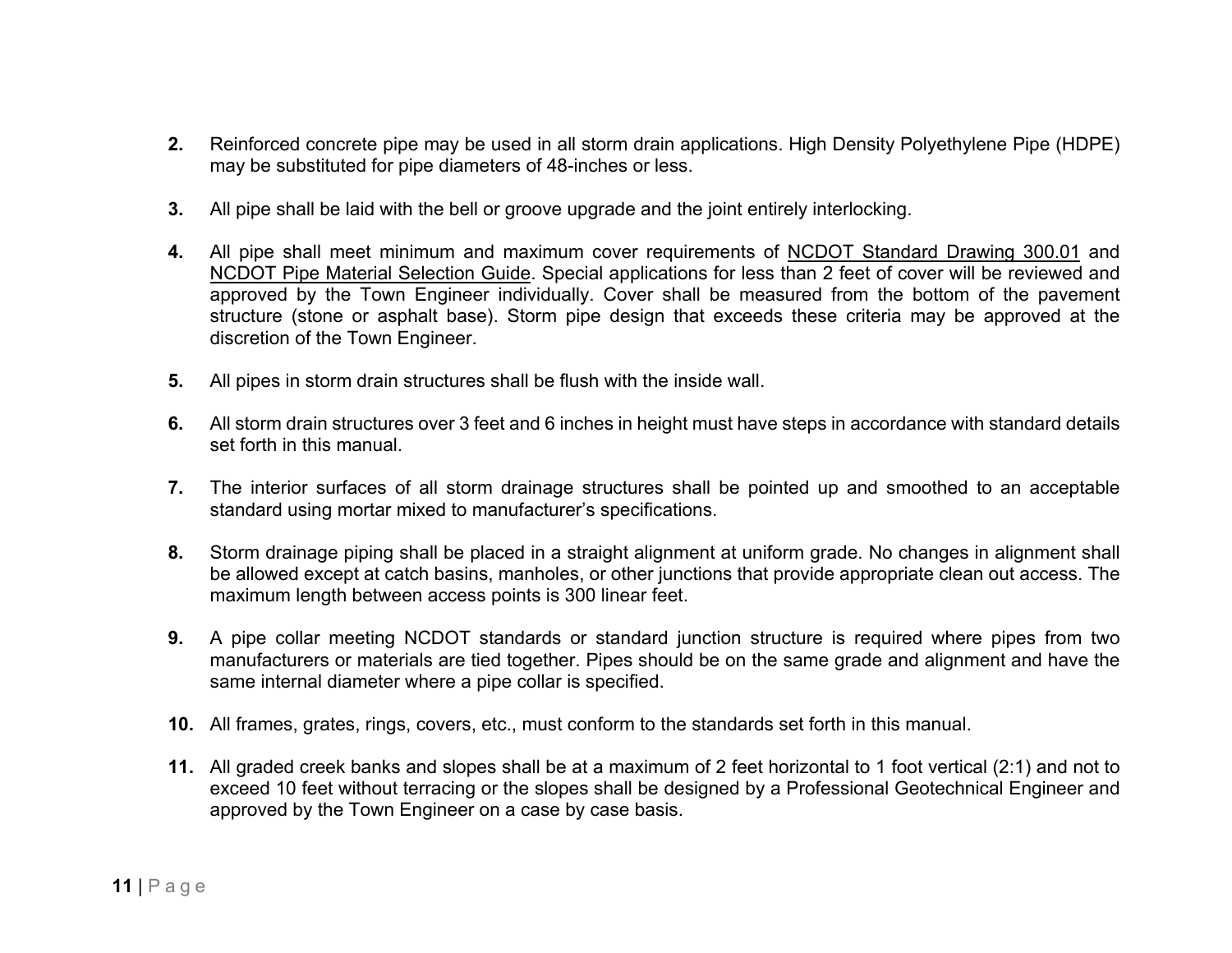**2.** Reinforced concrete pipe may be used in all storm drain applications. High Density Polyethylene Pipe (HDPE) may be substituted for pipe diameters of 48-inches or less.

**3.** All pipe shall be laid with the bell or groove upgrade and the joint entirely interlocking.

**4.** All pipe shall meet minimum and maximum cover requirements of NCDOT Standard Drawing 300.01 and NCDOT Pipe Material Selection Guide. Special applications for less than 2 feet of cover will be reviewed and approved by the Town Engineer individually. Cover shall be measured from the bottom of the pavement structure (stone or asphalt base). Storm pipe design that exceeds these criteria may be approved at the discretion of the Town Engineer.

**5.** All pipes in storm drain structures shall be flush with the inside wall.

**6.** All storm drain structures over 3 feet and 6 inches in height must have steps in accordance with standard details set forth in this manual.

**7.** The interior surfaces of all storm drainage structures shall be pointed up and smoothed to an acceptable standard using mortar mixed to manufacturer's specifications.

**8.** Storm drainage piping shall be placed in a straight alignment at uniform grade. No changes in alignment shall be allowed except at catch basins, manholes, or other junctions that provide appropriate clean out access. The maximum length between access points is 300 linear feet.

**9.** A pipe collar meeting NCDOT standards or standard junction structure is required where pipes from two manufacturers or materials are tied together. Pipes should be on the same grade and alignment and have the same internal diameter where a pipe collar is specified.

**10.** All frames, grates, rings, covers, etc., must conform to the standards set forth in this manual.

**11.** All graded creek banks and slopes shall be at a maximum of 2 feet horizontal to 1 foot vertical (2:1) and not to exceed 10 feet without terracing or the slopes shall be designed by a Professional Geotechnical Engineer and approved by the Town Engineer on a case by case basis.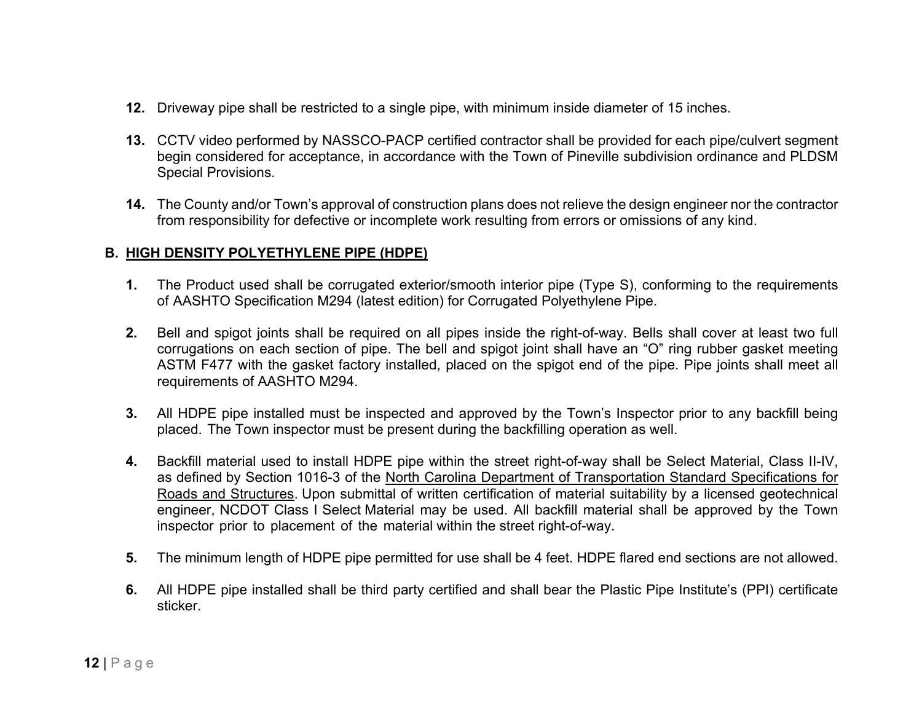12. Driveway pipe shall be restricted to a single pipe, with minimum inside diameter of 15 inches.

13. CCTV video performed by NASSCO-PACP certified contractor shall be provided for each pipe/culvert segment begin considered for acceptance, in accordance with the Town of Pineville subdivision ordinance and PLDSM Special Provisions.

14. The County and/or Town's approval of construction plans does not relieve the design engineer nor the contractor from responsibility for defective or incomplete work resulting from errors or omissions of any kind.

## B. HIGH DENSITY POLYETHYLENE PIPE (HDPE)

1. The Product used shall be corrugated exterior/smooth interior pipe (Type S), conforming to the requirements of AASHTO Specification M294 (latest edition) for Corrugated Polyethylene Pipe.

2. Bell and spigot joints shall be required on all pipes inside the right-of-way. Bells shall cover at least two full corrugations on each section of pipe. The bell and spigot joint shall have an "O" ring rubber gasket meeting ASTM F477 with the gasket factory installed, placed on the spigot end of the pipe. Pipe joints shall meet all requirements of AASHTO M294.

3. All HDPE pipe installed must be inspected and approved by the Town's Inspector prior to any backfill being placed. The Town inspector must be present during the backfilling operation as well.

4. Backfill material used to install HDPE pipe within the street right-of-way shall be Select Material, Class II-IV, as defined by Section 1016-3 of the North Carolina Department of Transportation Standard Specifications for Roads and Structures. Upon submittal of written certification of material suitability by a licensed geotechnical engineer, NCDOT Class I Select Material may be used. All backfill material shall be approved by the Town inspector prior to placement of the material within the street right-of-way.

5. The minimum length of HDPE pipe permitted for use shall be 4 feet. HDPE flared end sections are not allowed.

6. All HDPE pipe installed shall be third party certified and shall bear the Plastic Pipe Institute's (PPI) certificate sticker.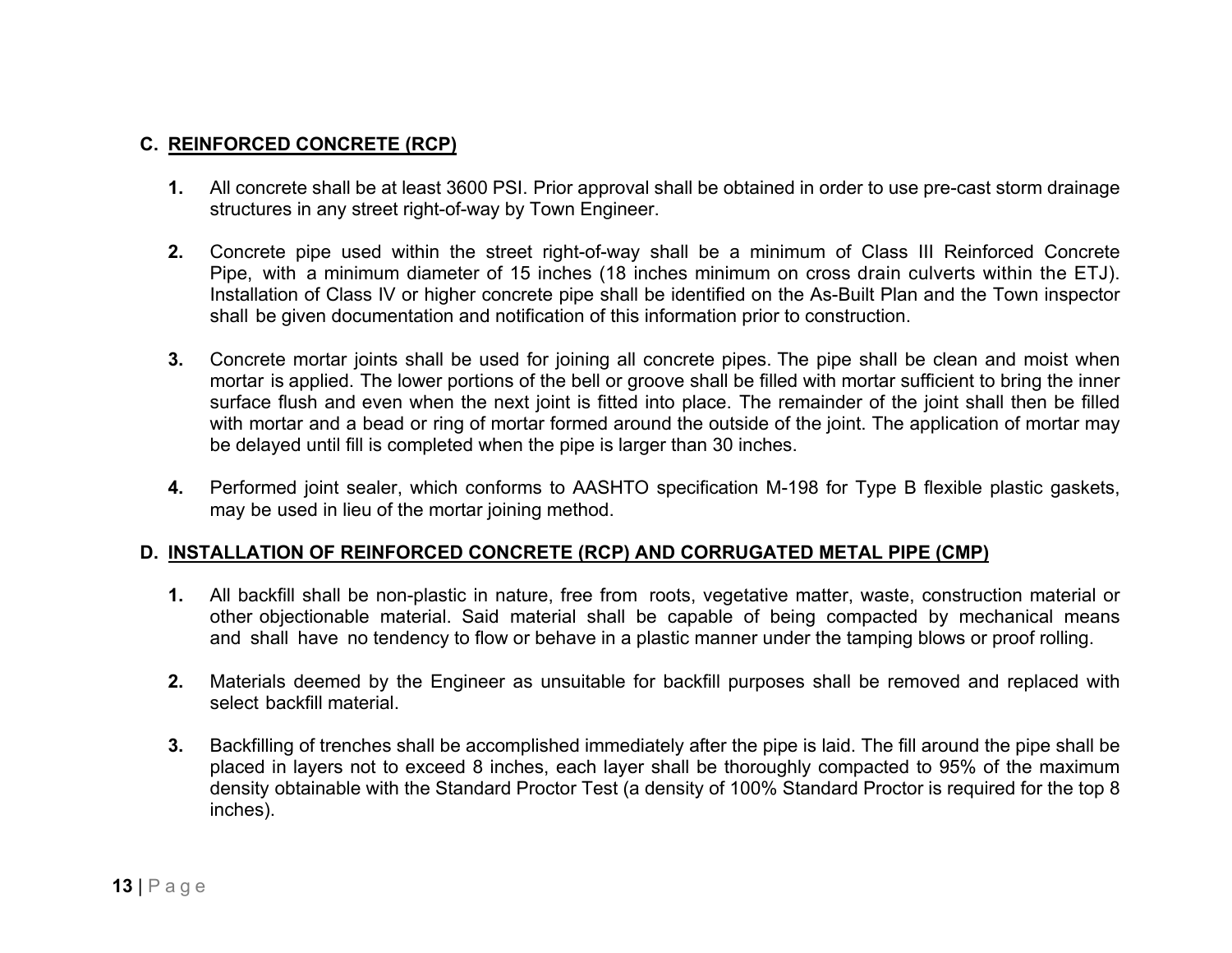## C. REINFORCED CONCRETE (RCP)

**1.** All concrete shall be at least 3600 PSI. Prior approval shall be obtained in order to use pre-cast storm drainage structures in any street right-of-way by Town Engineer.

**2.** Concrete pipe used within the street right-of-way shall be a minimum of Class III Reinforced Concrete Pipe, with a minimum diameter of 15 inches (18 inches minimum on cross drain culverts within the ETJ). Installation of Class IV or higher concrete pipe shall be identified on the As-Built Plan and the Town inspector shall be given documentation and notification of this information prior to construction.

**3.** Concrete mortar joints shall be used for joining all concrete pipes. The pipe shall be clean and moist when mortar is applied. The lower portions of the bell or groove shall be filled with mortar sufficient to bring the inner surface flush and even when the next joint is fitted into place. The remainder of the joint shall then be filled with mortar and a bead or ring of mortar formed around the outside of the joint. The application of mortar may be delayed until fill is completed when the pipe is larger than 30 inches.

**4.** Performed joint sealer, which conforms to AASHTO specification M-198 for Type B flexible plastic gaskets, may be used in lieu of the mortar joining method.

## D. INSTALLATION OF REINFORCED CONCRETE (RCP) AND CORRUGATED METAL PIPE (CMP)

**1.** All backfill shall be non-plastic in nature, free from roots, vegetative matter, waste, construction material or other objectionable material. Said material shall be capable of being compacted by mechanical means and shall have no tendency to flow or behave in a plastic manner under the tamping blows or proof rolling.

**2.** Materials deemed by the Engineer as unsuitable for backfill purposes shall be removed and replaced with select backfill material.

**3.** Backfilling of trenches shall be accomplished immediately after the pipe is laid. The fill around the pipe shall be placed in layers not to exceed 8 inches, each layer shall be thoroughly compacted to 95% of the maximum density obtainable with the Standard Proctor Test (a density of 100% Standard Proctor is required for the top 8 inches).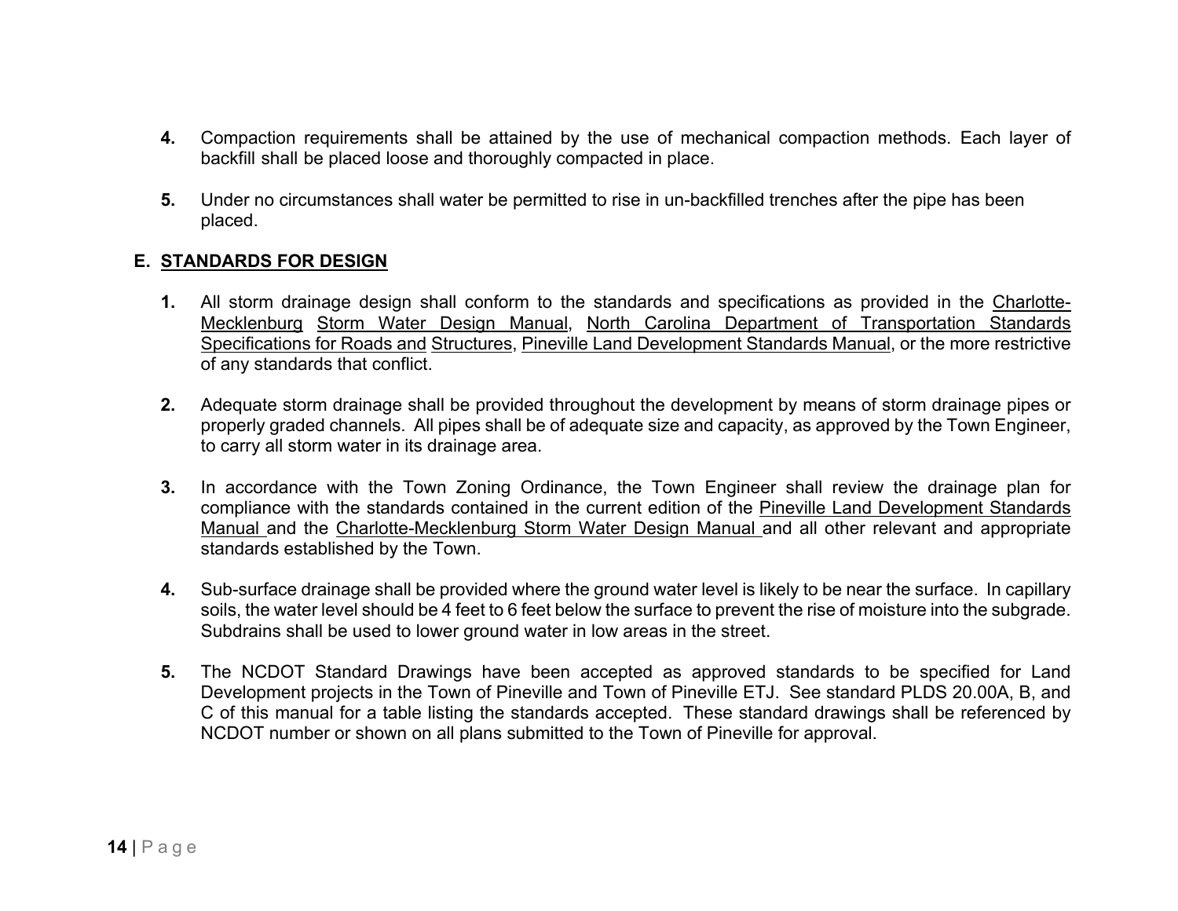**4.** Compaction requirements shall be attained by the use of mechanical compaction methods. Each layer of backfill shall be placed loose and thoroughly compacted in place.

**5.** Under no circumstances shall water be permitted to rise in un-backfilled trenches after the pipe has been placed.

## E. STANDARDS FOR DESIGN

**1.** All storm drainage design shall conform to the standards and specifications as provided in the Charlotte-Mecklenburg Storm Water Design Manual, North Carolina Department of Transportation Standards Specifications for Roads and Structures, Pineville Land Development Standards Manual, or the more restrictive of any standards that conflict.

**2.** Adequate storm drainage shall be provided throughout the development by means of storm drainage pipes or properly graded channels. All pipes shall be of adequate size and capacity, as approved by the Town Engineer, to carry all storm water in its drainage area.

**3.** In accordance with the Town Zoning Ordinance, the Town Engineer shall review the drainage plan for compliance with the standards contained in the current edition of the Pineville Land Development Standards Manual and the Charlotte-Mecklenburg Storm Water Design Manual and all other relevant and appropriate standards established by the Town.

**4.** Sub-surface drainage shall be provided where the ground water level is likely to be near the surface. In capillary soils, the water level should be 4 feet to 6 feet below the surface to prevent the rise of moisture into the subgrade. Subdrains shall be used to lower ground water in low areas in the street.

**5.** The NCDOT Standard Drawings have been accepted as approved standards to be specified for Land Development projects in the Town of Pineville and Town of Pineville ETJ. See standard PLDS 20.00A, B, and C of this manual for a table listing the standards accepted. These standard drawings shall be referenced by NCDOT number or shown on all plans submitted to the Town of Pineville for approval.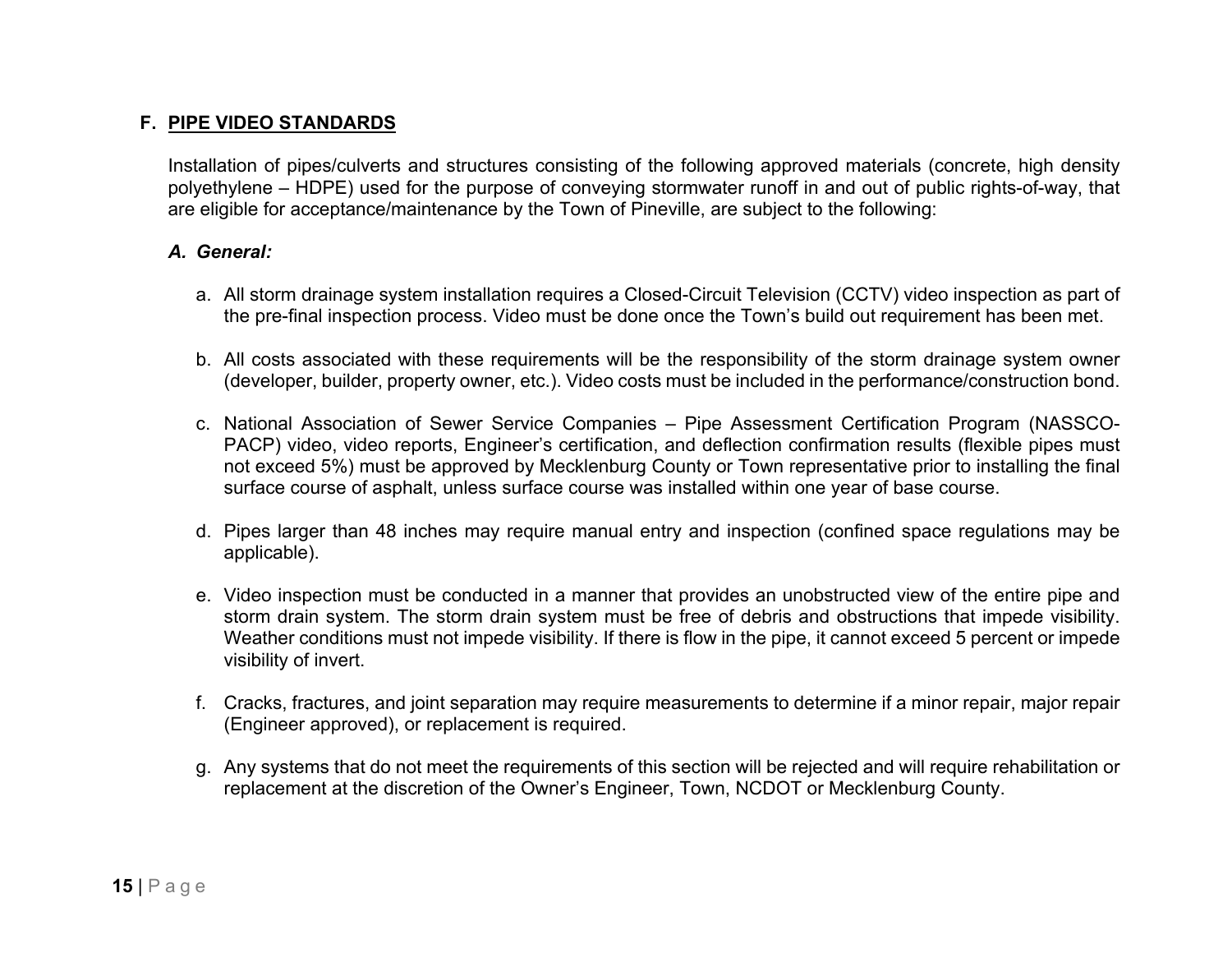## F. <u>PIPE VIDEO STANDARDS</u>

Installation of pipes/culverts and structures consisting of the following approved materials (concrete, high density polyethylene – HDPE) used for the purpose of conveying stormwater runoff in and out of public rights-of-way, that are eligible for acceptance/maintenance by the Town of Pineville, are subject to the following:

### *A. General:*

a. All storm drainage system installation requires a Closed-Circuit Television (CCTV) video inspection as part of the pre-final inspection process. Video must be done once the Town's build out requirement has been met.

b. All costs associated with these requirements will be the responsibility of the storm drainage system owner (developer, builder, property owner, etc.). Video costs must be included in the performance/construction bond.

c. National Association of Sewer Service Companies – Pipe Assessment Certification Program (NASSCO-PACP) video, video reports, Engineer's certification, and deflection confirmation results (flexible pipes must not exceed 5%) must be approved by Mecklenburg County or Town representative prior to installing the final surface course of asphalt, unless surface course was installed within one year of base course.

d. Pipes larger than 48 inches may require manual entry and inspection (confined space regulations may be applicable).

e. Video inspection must be conducted in a manner that provides an unobstructed view of the entire pipe and storm drain system. The storm drain system must be free of debris and obstructions that impede visibility. Weather conditions must not impede visibility. If there is flow in the pipe, it cannot exceed 5 percent or impede visibility of invert.

f. Cracks, fractures, and joint separation may require measurements to determine if a minor repair, major repair (Engineer approved), or replacement is required.

g. Any systems that do not meet the requirements of this section will be rejected and will require rehabilitation or replacement at the discretion of the Owner's Engineer, Town, NCDOT or Mecklenburg County.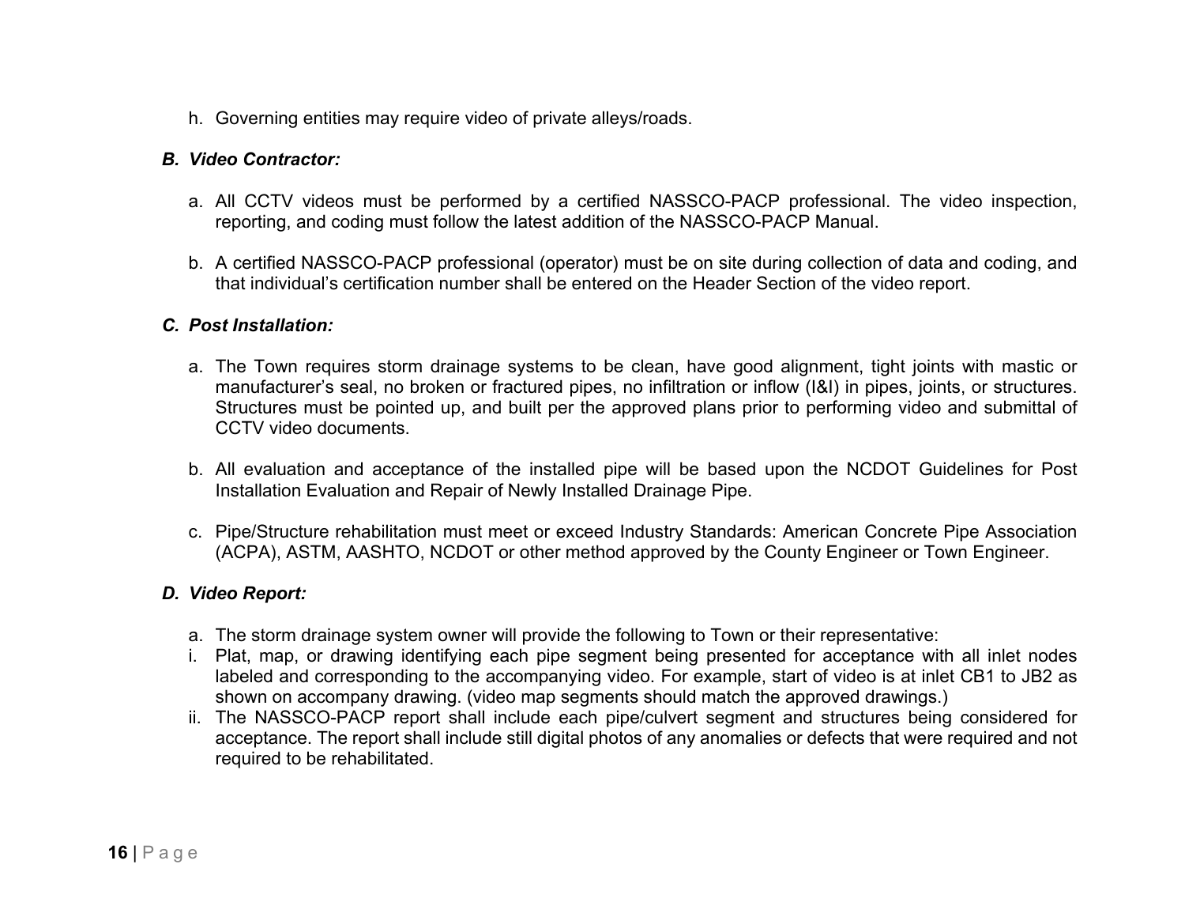h. Governing entities may require video of private alleys/roads.

***B. Video Contractor:***

a. All CCTV videos must be performed by a certified NASSCO-PACP professional. The video inspection, reporting, and coding must follow the latest addition of the NASSCO-PACP Manual.

b. A certified NASSCO-PACP professional (operator) must be on site during collection of data and coding, and that individual's certification number shall be entered on the Header Section of the video report.

***C. Post Installation:***

a. The Town requires storm drainage systems to be clean, have good alignment, tight joints with mastic or manufacturer's seal, no broken or fractured pipes, no infiltration or inflow (I&I) in pipes, joints, or structures. Structures must be pointed up, and built per the approved plans prior to performing video and submittal of CCTV video documents.

b. All evaluation and acceptance of the installed pipe will be based upon the NCDOT Guidelines for Post Installation Evaluation and Repair of Newly Installed Drainage Pipe.

c. Pipe/Structure rehabilitation must meet or exceed Industry Standards: American Concrete Pipe Association (ACPA), ASTM, AASHTO, NCDOT or other method approved by the County Engineer or Town Engineer.

***D. Video Report:***

a. The storm drainage system owner will provide the following to Town or their representative:

i. Plat, map, or drawing identifying each pipe segment being presented for acceptance with all inlet nodes labeled and corresponding to the accompanying video. For example, start of video is at inlet CB1 to JB2 as shown on accompany drawing. (video map segments should match the approved drawings.)

ii. The NASSCO-PACP report shall include each pipe/culvert segment and structures being considered for acceptance. The report shall include still digital photos of any anomalies or defects that were required and not required to be rehabilitated.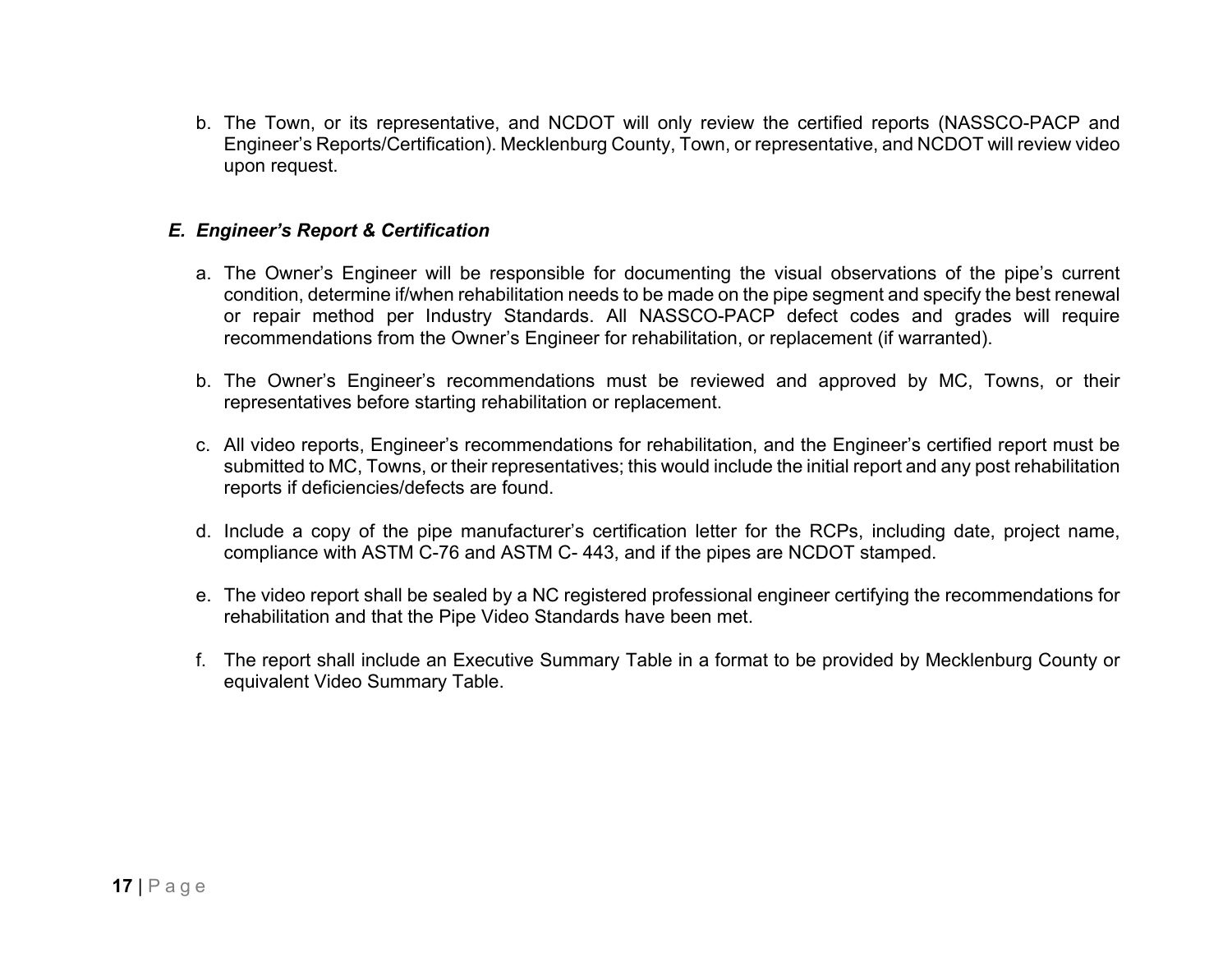b. The Town, or its representative, and NCDOT will only review the certified reports (NASSCO-PACP and Engineer's Reports/Certification). Mecklenburg County, Town, or representative, and NCDOT will review video upon request.

### *E. Engineer's Report & Certification*

a. The Owner's Engineer will be responsible for documenting the visual observations of the pipe's current condition, determine if/when rehabilitation needs to be made on the pipe segment and specify the best renewal or repair method per Industry Standards. All NASSCO-PACP defect codes and grades will require recommendations from the Owner's Engineer for rehabilitation, or replacement (if warranted).

b. The Owner's Engineer's recommendations must be reviewed and approved by MC, Towns, or their representatives before starting rehabilitation or replacement.

c. All video reports, Engineer's recommendations for rehabilitation, and the Engineer's certified report must be submitted to MC, Towns, or their representatives; this would include the initial report and any post rehabilitation reports if deficiencies/defects are found.

d. Include a copy of the pipe manufacturer's certification letter for the RCPs, including date, project name, compliance with ASTM C-76 and ASTM C- 443, and if the pipes are NCDOT stamped.

e. The video report shall be sealed by a NC registered professional engineer certifying the recommendations for rehabilitation and that the Pipe Video Standards have been met.

f. The report shall include an Executive Summary Table in a format to be provided by Mecklenburg County or equivalent Video Summary Table.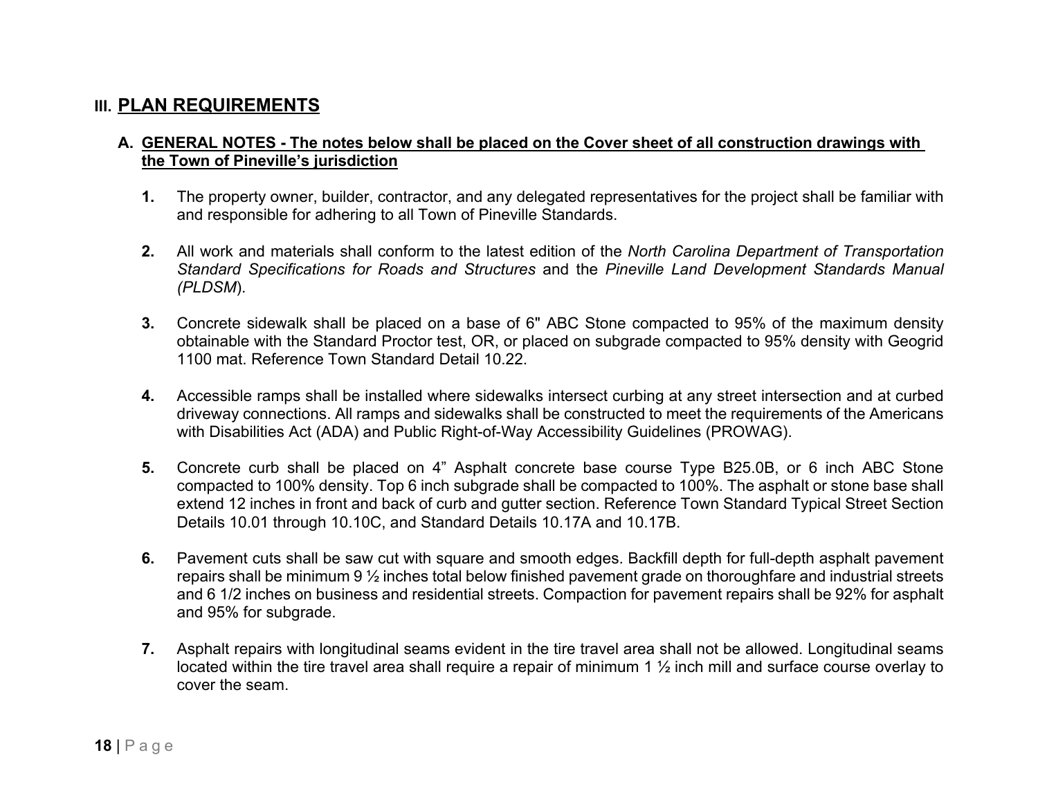# III. PLAN REQUIREMENTS

## A. GENERAL NOTES - The notes below shall be placed on the Cover sheet of all construction drawings with the Town of Pineville's jurisdiction

1. The property owner, builder, contractor, and any delegated representatives for the project shall be familiar with and responsible for adhering to all Town of Pineville Standards.

2. All work and materials shall conform to the latest edition of the *North Carolina Department of Transportation Standard Specifications for Roads and Structures* and the *Pineville Land Development Standards Manual (PLDSM)*.

3. Concrete sidewalk shall be placed on a base of 6" ABC Stone compacted to 95% of the maximum density obtainable with the Standard Proctor test, OR, or placed on subgrade compacted to 95% density with Geogrid 1100 mat. Reference Town Standard Detail 10.22.

4. Accessible ramps shall be installed where sidewalks intersect curbing at any street intersection and at curbed driveway connections. All ramps and sidewalks shall be constructed to meet the requirements of the Americans with Disabilities Act (ADA) and Public Right-of-Way Accessibility Guidelines (PROWAG).

5. Concrete curb shall be placed on 4" Asphalt concrete base course Type B25.0B, or 6 inch ABC Stone compacted to 100% density. Top 6 inch subgrade shall be compacted to 100%. The asphalt or stone base shall extend 12 inches in front and back of curb and gutter section. Reference Town Standard Typical Street Section Details 10.01 through 10.10C, and Standard Details 10.17A and 10.17B.

6. Pavement cuts shall be saw cut with square and smooth edges. Backfill depth for full-depth asphalt pavement repairs shall be minimum 9 ½ inches total below finished pavement grade on thoroughfare and industrial streets and 6 1/2 inches on business and residential streets. Compaction for pavement repairs shall be 92% for asphalt and 95% for subgrade.

7. Asphalt repairs with longitudinal seams evident in the tire travel area shall not be allowed. Longitudinal seams located within the tire travel area shall require a repair of minimum 1 ½ inch mill and surface course overlay to cover the seam.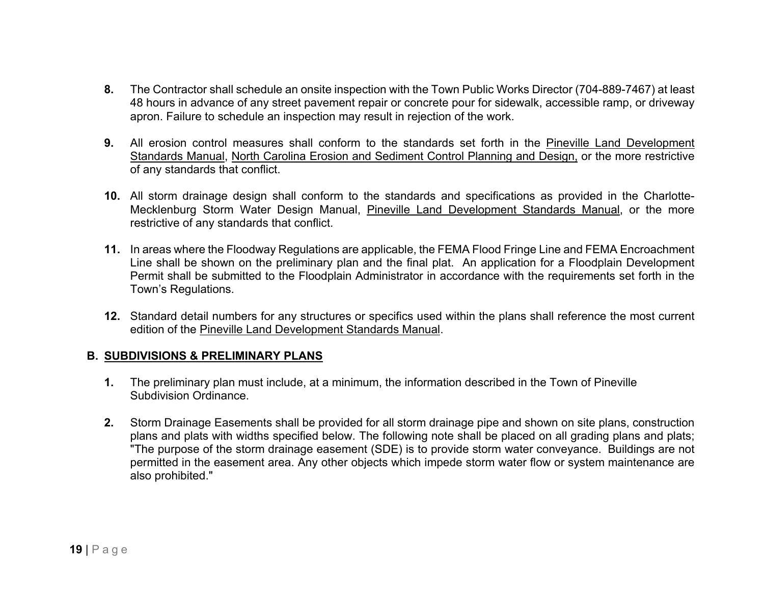**8.** The Contractor shall schedule an onsite inspection with the Town Public Works Director (704-889-7467) at least 48 hours in advance of any street pavement repair or concrete pour for sidewalk, accessible ramp, or driveway apron. Failure to schedule an inspection may result in rejection of the work.

**9.** All erosion control measures shall conform to the standards set forth in the <u>Pineville Land Development Standards Manual</u>, <u>North Carolina Erosion and Sediment Control Planning and Design,</u> or the more restrictive of any standards that conflict.

**10.** All storm drainage design shall conform to the standards and specifications as provided in the Charlotte-Mecklenburg Storm Water Design Manual, <u>Pineville Land Development Standards Manual</u>, or the more restrictive of any standards that conflict.

**11.** In areas where the Floodway Regulations are applicable, the FEMA Flood Fringe Line and FEMA Encroachment Line shall be shown on the preliminary plan and the final plat. An application for a Floodplain Development Permit shall be submitted to the Floodplain Administrator in accordance with the requirements set forth in the Town's Regulations.

**12.** Standard detail numbers for any structures or specifics used within the plans shall reference the most current edition of the <u>Pineville Land Development Standards Manual</u>.

## B. <u>SUBDIVISIONS & PRELIMINARY PLANS</u>

**1.** The preliminary plan must include, at a minimum, the information described in the Town of Pineville Subdivision Ordinance.

**2.** Storm Drainage Easements shall be provided for all storm drainage pipe and shown on site plans, construction plans and plats with widths specified below. The following note shall be placed on all grading plans and plats; "The purpose of the storm drainage easement (SDE) is to provide storm water conveyance. Buildings are not permitted in the easement area. Any other objects which impede storm water flow or system maintenance are also prohibited."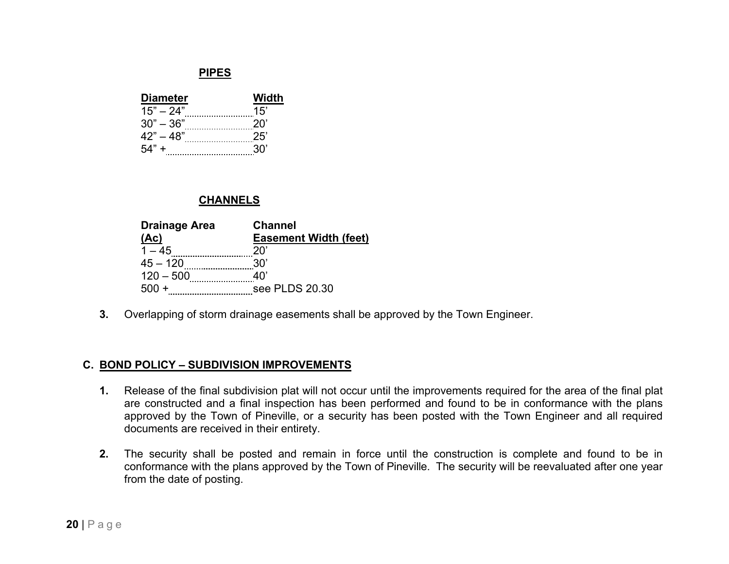**PIPES**

| Diameter | Width |
|---|---|
| 15" – 24" | 15' |
| 30" – 36" | 20' |
| 42" – 48" | 25' |
| 54" + | 30' |

**CHANNELS**

| Drainage Area (Ac) | Channel Easement Width (feet) |
|---|---|
| 1 – 45 | 20' |
| 45 – 120 | 30' |
| 120 – 500 | 40' |
| 500 + | see PLDS 20.30 |

**3.** Overlapping of storm drainage easements shall be approved by the Town Engineer.

## C. BOND POLICY – SUBDIVISION IMPROVEMENTS

**1.** Release of the final subdivision plat will not occur until the improvements required for the area of the final plat are constructed and a final inspection has been performed and found to be in conformance with the plans approved by the Town of Pineville, or a security has been posted with the Town Engineer and all required documents are received in their entirety.

**2.** The security shall be posted and remain in force until the construction is complete and found to be in conformance with the plans approved by the Town of Pineville. The security will be reevaluated after one year from the date of posting.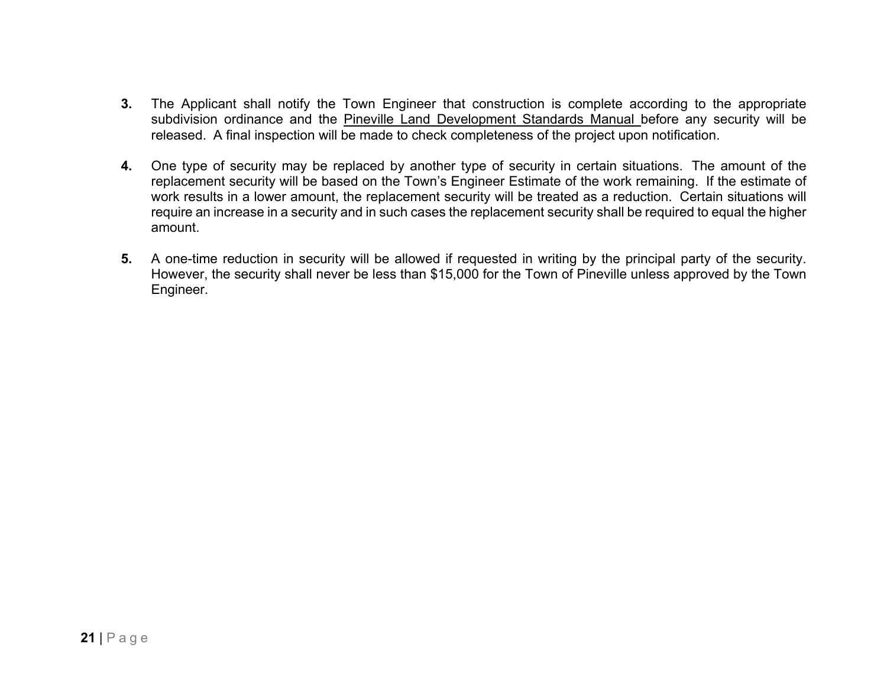3. The Applicant shall notify the Town Engineer that construction is complete according to the appropriate subdivision ordinance and the Pineville Land Development Standards Manual before any security will be released. A final inspection will be made to check completeness of the project upon notification.

4. One type of security may be replaced by another type of security in certain situations. The amount of the replacement security will be based on the Town's Engineer Estimate of the work remaining. If the estimate of work results in a lower amount, the replacement security will be treated as a reduction. Certain situations will require an increase in a security and in such cases the replacement security shall be required to equal the higher amount.

5. A one-time reduction in security will be allowed if requested in writing by the principal party of the security. However, the security shall never be less than $15,000 for the Town of Pineville unless approved by the Town Engineer.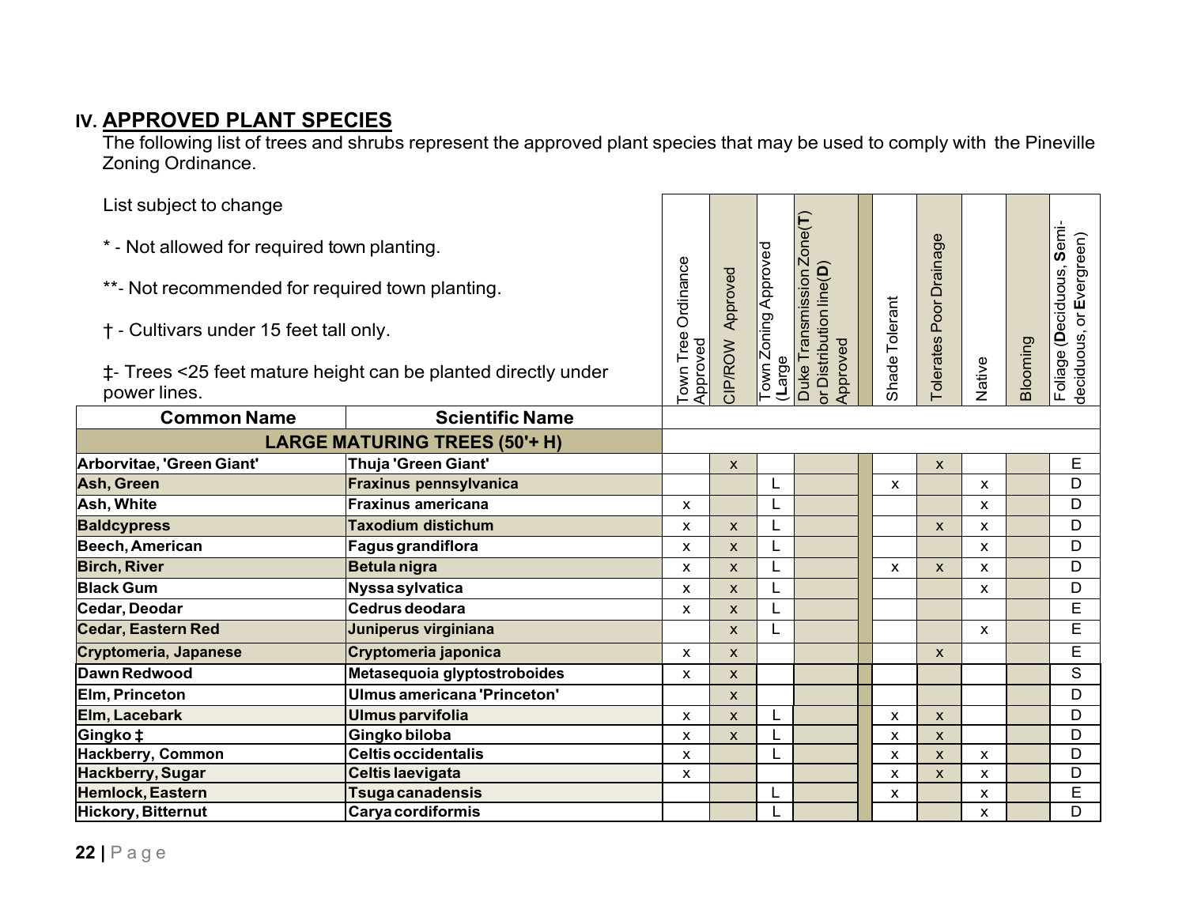## IV. APPROVED PLANT SPECIES

The following list of trees and shrubs represent the approved plant species that may be used to comply with the Pineville Zoning Ordinance.

List subject to change

* - Not allowed for required town planting.

**- Not recommended for required town planting.

† - Cultivars under 15 feet tall only.

‡- Trees <25 feet mature height can be planted directly under power lines.

| Common Name | Scientific Name | Town Tree Ordinance Approved | CIP/ROW Approved | Town Zoning Approved (Large | Duke Transmission Zone(**T**) or Distribution line(**D**) Approved | | Shade Tolerant | Tolerates Poor Drainage | Native | Blooming | Foliage (**D**eciduous, **S**emi-deciduous, or **E**vergreen) |
|---|---|---|---|---|---|---|---|---|---|---|---|
| **LARGE MATURING TREES (50'+ H)** | | | | | | | | | | | |
| **Arborvitae, 'Green Giant'** | **Thuja 'Green Giant'** | | x | | | | | x | | | E |
| **Ash, Green** | **Fraxinus pennsylvanica** | | | L | | | x | | x | | D |
| **Ash, White** | **Fraxinus americana** | x | | L | | | | | x | | D |
| **Baldcypress** | **Taxodium distichum** | x | x | L | | | | x | x | | D |
| **Beech, American** | **Fagus grandiflora** | x | x | L | | | | | x | | D |
| **Birch, River** | **Betula nigra** | x | x | L | | | x | x | x | | D |
| **Black Gum** | **Nyssa sylvatica** | x | x | L | | | | | x | | D |
| **Cedar, Deodar** | **Cedrus deodara** | x | x | L | | | | | | | E |
| **Cedar, Eastern Red** | **Juniperus virginiana** | | x | L | | | | | x | | E |
| **Cryptomeria, Japanese** | **Cryptomeria japonica** | x | x | | | | | x | | | E |
| **Dawn Redwood** | **Metasequoia glyptostroboides** | x | x | | | | | | | | S |
| **Elm, Princeton** | **Ulmus americana 'Princeton'** | | x | | | | | | | | D |
| **Elm, Lacebark** | **Ulmus parvifolia** | x | x | L | | | x | x | | | D |
| **Gingko ‡** | **Gingko biloba** | x | x | L | | | x | x | | | D |
| **Hackberry, Common** | **Celtis occidentalis** | x | | L | | | x | x | x | | D |
| **Hackberry, Sugar** | **Celtis laevigata** | x | | | | | x | x | x | | D |
| **Hemlock, Eastern** | **Tsuga canadensis** | | | L | | | x | | x | | E |
| **Hickory, Bitternut** | **Carya cordiformis** | | | L | | | | | x | | D |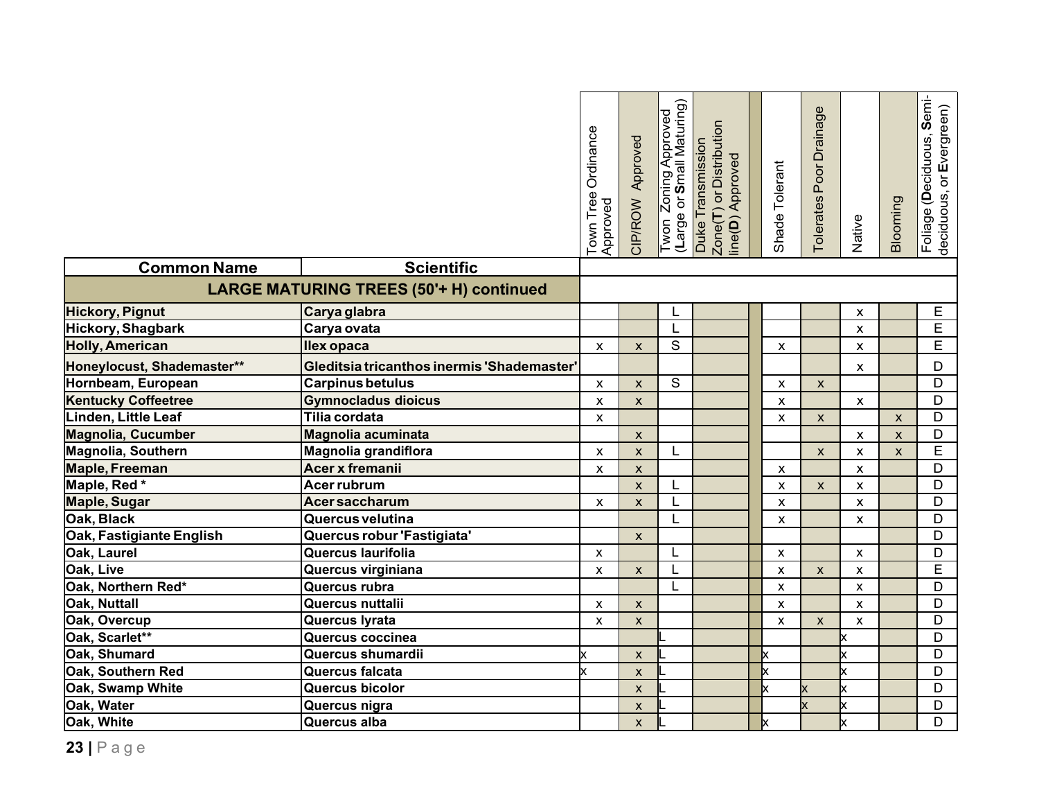| Common Name | Scientific | Town Tree Ordinance Approved | CIP/ROW Approved | Twon Zoning Approved (**L**arge or **S**mall Maturing) | Duke Transmission Zone(**T**) or Distribution line(**D**) Approved | | Shade Tolerant | Tolerates Poor Drainage | Native | Blooming | Foliage (**D**eciduous, **S**emi-deciduous, or **E**vergreen) |
|---|---|---|---|---|---|---|---|---|---|---|---|
| **LARGE MATURING TREES (50'+ H) continued** | | | | | | | | | | | |
| **Hickory, Pignut** | **Carya glabra** | | | L | | | | | x | | E |
| **Hickory, Shagbark** | **Carya ovata** | | | L | | | | | x | | E |
| **Holly, American** | **Ilex opaca** | x | x | S | | | x | | x | | E |
| **Honeylocust, Shademaster**** | **Gleditsia tricanthos inermis 'Shademaster'** | | | | | | | | x | | D |
| **Hornbeam, European** | **Carpinus betulus** | x | x | S | | | x | x | | | D |
| **Kentucky Coffeetree** | **Gymnocladus dioicus** | x | x | | | | x | | x | | D |
| **Linden, Little Leaf** | **Tilia cordata** | x | | | | | x | x | | x | D |
| **Magnolia, Cucumber** | **Magnolia acuminata** | | x | | | | | | x | x | D |
| **Magnolia, Southern** | **Magnolia grandiflora** | x | x | L | | | | x | x | x | E |
| **Maple, Freeman** | **Acer x fremanii** | x | x | | | | x | | x | | D |
| **Maple, Red *** | **Acer rubrum** | | x | L | | | x | x | x | | D |
| **Maple, Sugar** | **Acer saccharum** | x | x | L | | | x | | x | | D |
| **Oak, Black** | **Quercus velutina** | | | L | | | x | | x | | D |
| **Oak, Fastigiante English** | **Quercus robur 'Fastigiata'** | | x | | | | | | | | D |
| **Oak, Laurel** | **Quercus laurifolia** | x | | L | | | x | | x | | D |
| **Oak, Live** | **Quercus virginiana** | x | x | L | | | x | x | x | | E |
| **Oak, Northern Red*** | **Quercus rubra** | | | L | | | x | | x | | D |
| **Oak, Nuttall** | **Quercus nuttalii** | x | x | | | | x | | x | | D |
| **Oak, Overcup** | **Quercus lyrata** | x | x | | | | x | x | x | | D |
| **Oak, Scarlet**** | **Quercus coccinea** | | | L | | | | | x | | D |
| **Oak, Shumard** | **Quercus shumardii** | x | x | L | | | x | | x | | D |
| **Oak, Southern Red** | **Quercus falcata** | x | x | L | | | x | | x | | D |
| **Oak, Swamp White** | **Quercus bicolor** | | x | L | | | x | x | x | | D |
| **Oak, Water** | **Quercus nigra** | | x | L | | | | x | x | | D |
| **Oak, White** | **Quercus alba** | | x | L | | | x | | x | | D |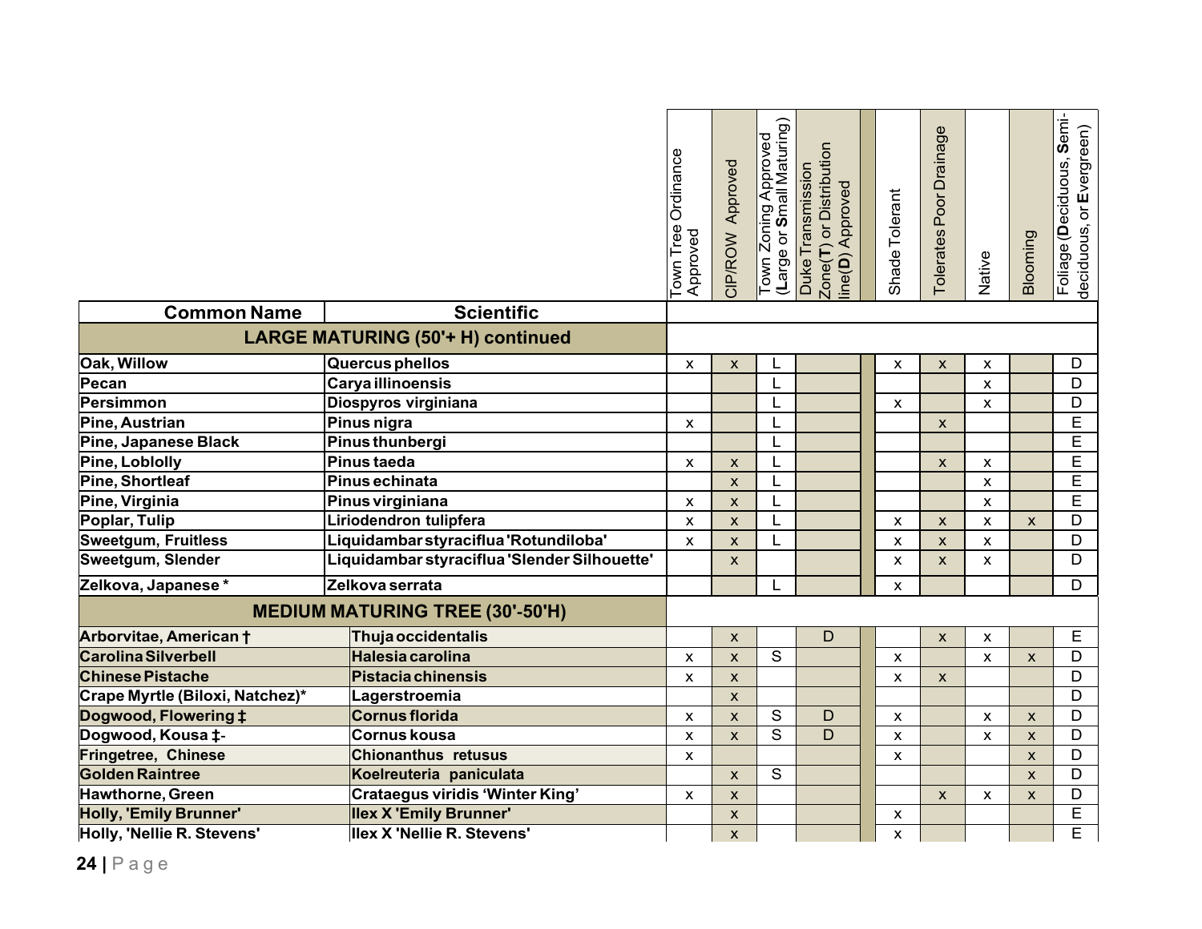| Common Name | Scientific | Town Tree Ordinance Approved | CIP/ROW Approved | Town Zoning Approved (**L**arge or **S**mall Maturing) | Duke Transmission Zone(**T**) or Distribution line(**D**) Approved | | Shade Tolerant | Tolerates Poor Drainage | Native | Blooming | Foliage (**D**eciduous, **S**emi-deciduous, or **E**vergreen) |
|---|---|---|---|---|---|---|---|---|---|---|---|
| **LARGE MATURING (50'+ H) continued** | | | | | | | | | | | |
| **Oak, Willow** | **Quercus phellos** | x | x | L | | | x | x | x | | D |
| **Pecan** | **Carya illinoensis** | | | L | | | | | x | | D |
| **Persimmon** | **Diospyros virginiana** | | | L | | | x | | x | | D |
| **Pine, Austrian** | **Pinus nigra** | x | | L | | | | x | | | E |
| **Pine, Japanese Black** | **Pinus thunbergi** | | | L | | | | | | | E |
| **Pine, Loblolly** | **Pinus taeda** | x | x | L | | | | x | x | | E |
| **Pine, Shortleaf** | **Pinus echinata** | | x | L | | | | | x | | E |
| **Pine, Virginia** | **Pinus virginiana** | x | x | L | | | | | x | | E |
| **Poplar, Tulip** | **Liriodendron tulipfera** | x | x | L | | | x | x | x | x | D |
| **Sweetgum, Fruitless** | **Liquidambar styraciflua 'Rotundiloba'** | x | x | L | | | x | x | x | | D |
| **Sweetgum, Slender** | **Liquidambar styraciflua 'Slender Silhouette'** | | x | | | | x | x | x | | D |
| **Zelkova, Japanese *** | **Zelkova serrata** | | | L | | | x | | | | D |
| **MEDIUM MATURING TREE (30'-50'H)** | | | | | | | | | | | |
| **Arborvitae, American †** | **Thuja occidentalis** | | x | | D | | | x | x | | E |
| **Carolina Silverbell** | **Halesia carolina** | x | x | S | | | x | | x | x | D |
| **Chinese Pistache** | **Pistacia chinensis** | x | x | | | | x | x | | | D |
| **Crape Myrtle (Biloxi, Natchez)*** | **Lagerstroemia** | | x | | | | | | | | D |
| **Dogwood, Flowering ‡** | **Cornus florida** | x | x | S | D | | x | | x | x | D |
| **Dogwood, Kousa ‡-** | **Cornus kousa** | x | x | S | D | | x | | x | x | D |
| **Fringetree, Chinese** | **Chionanthus retusus** | x | | | | | x | | | x | D |
| **Golden Raintree** | **Koelreuteria paniculata** | | x | S | | | | | | x | D |
| **Hawthorne, Green** | **Crataegus viridis 'Winter King'** | x | x | | | | | x | x | x | D |
| **Holly, 'Emily Brunner'** | **Ilex X 'Emily Brunner'** | | x | | | | x | | | | E |
| **Holly, 'Nellie R. Stevens'** | **Ilex X 'Nellie R. Stevens'** | | x | | | | x | | | | E |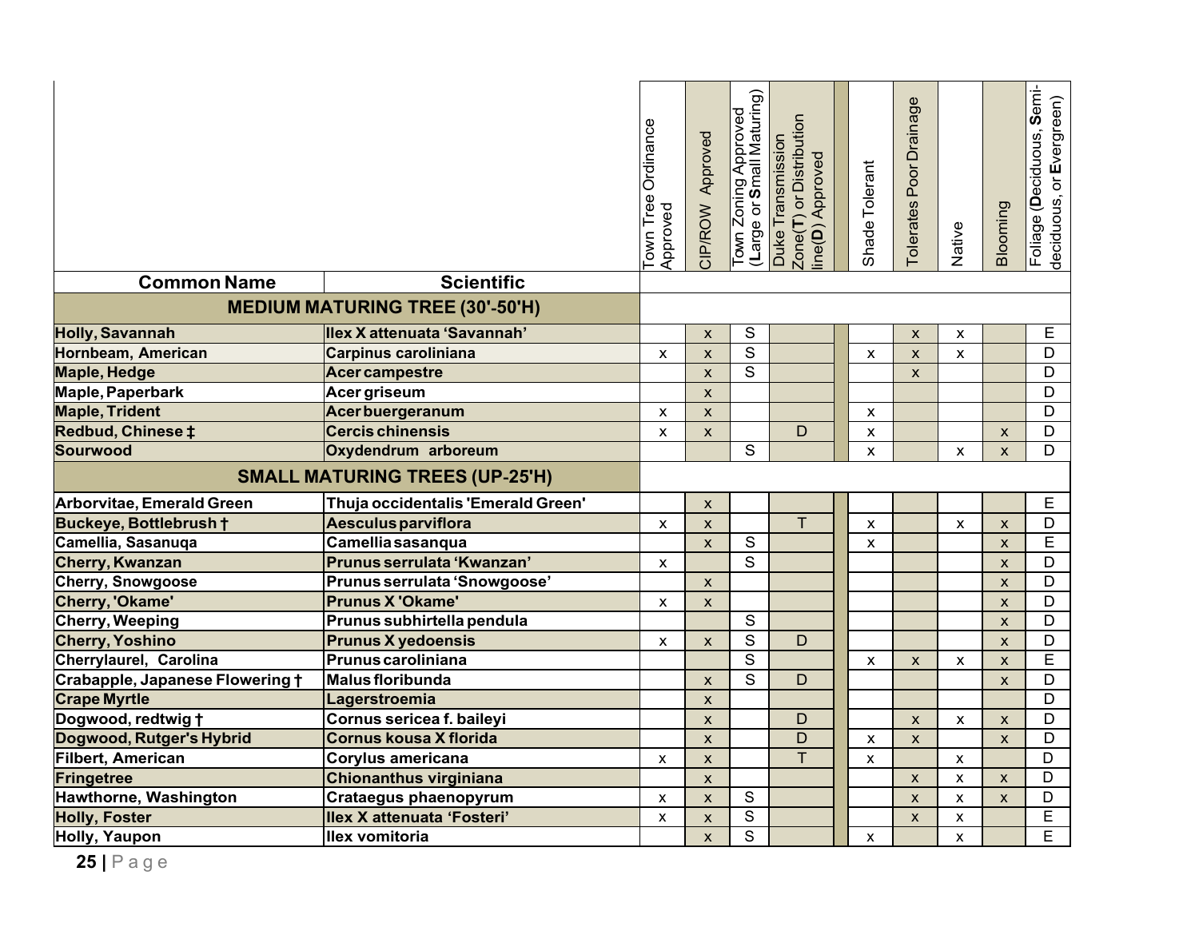| Common Name | Scientific | Town Tree Ordinance Approved | CIP/ROW Approved | Town Zoning Approved (Large or Small Maturing) | Duke Transmission Zone(T) or Distribution line(D) Approved | | Shade Tolerant | Tolerates Poor Drainage | Native | Blooming | Foliage (Deciduous, Semi-deciduous, or Evergreen) |
|---|---|---|---|---|---|---|---|---|---|---|---|
| **MEDIUM MATURING TREE (30'-50'H)** | | | | | | | | | | | |
| **Holly, Savannah** | **Ilex X attenuata 'Savannah'** | | x | S | | | | x | x | | E |
| **Hornbeam, American** | **Carpinus caroliniana** | x | x | S | | | x | x | x | | D |
| **Maple, Hedge** | **Acer campestre** | | x | S | | | | x | | | D |
| **Maple, Paperbark** | **Acer griseum** | | x | | | | | | | | D |
| **Maple, Trident** | **Acer buergeranum** | x | x | | | | x | | | | D |
| **Redbud, Chinese ‡** | **Cercis chinensis** | x | x | | D | | x | | | x | D |
| **Sourwood** | **Oxydendrum arboreum** | | | S | | | x | | x | x | D |
| **SMALL MATURING TREES (UP-25'H)** | | | | | | | | | | | |
| **Arborvitae, Emerald Green** | **Thuja occidentalis 'Emerald Green'** | | x | | | | | | | | E |
| **Buckeye, Bottlebrush †** | **Aesculus parviflora** | x | x | | T | | x | | x | x | D |
| **Camellia, Sasanuqa** | **Camellia sasanqua** | | x | S | | | x | | | x | E |
| **Cherry, Kwanzan** | **Prunus serrulata 'Kwanzan'** | x | | S | | | | | | x | D |
| **Cherry, Snowgoose** | **Prunus serrulata 'Snowgoose'** | | x | | | | | | | x | D |
| **Cherry, 'Okame'** | **Prunus X 'Okame'** | x | x | | | | | | | x | D |
| **Cherry, Weeping** | **Prunus subhirtella pendula** | | | S | | | | | | x | D |
| **Cherry, Yoshino** | **Prunus X yedoensis** | x | x | S | D | | | | | x | D |
| **Cherrylaurel, Carolina** | **Prunus caroliniana** | | | S | | | x | x | x | x | E |
| **Crabapple, Japanese Flowering †** | **Malus floribunda** | | x | S | D | | | | | x | D |
| **Crape Myrtle** | **Lagerstroemia** | | x | | | | | | | | D |
| **Dogwood, redtwig †** | **Cornus sericea f. baileyi** | | x | | D | | | x | x | x | D |
| **Dogwood, Rutger's Hybrid** | **Cornus kousa X florida** | | x | | D | | x | x | | x | D |
| **Filbert, American** | **Corylus americana** | x | x | | T | | x | | x | | D |
| **Fringetree** | **Chionanthus virginiana** | | x | | | | | x | x | x | D |
| **Hawthorne, Washington** | **Crataegus phaenopyrum** | x | x | S | | | | x | x | x | D |
| **Holly, Foster** | **Ilex X attenuata 'Fosteri'** | x | x | S | | | | x | x | | E |
| **Holly, Yaupon** | **Ilex vomitoria** | | x | S | | | x | | x | | E |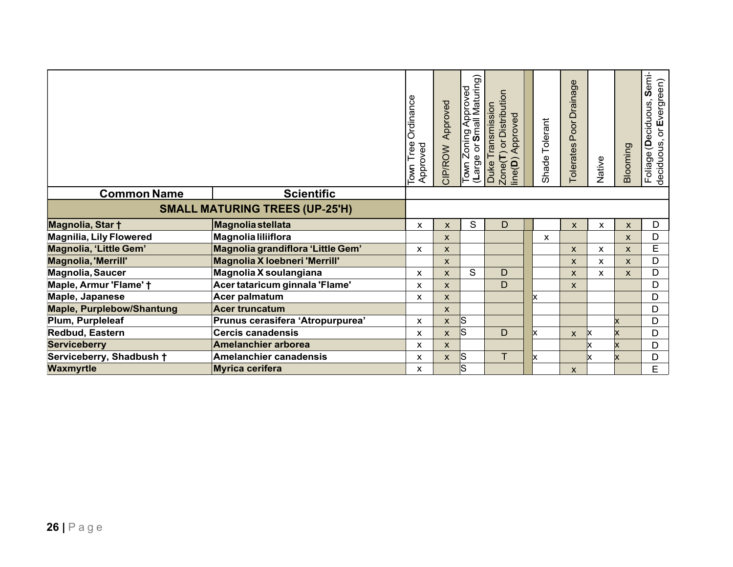| Common Name | Scientific | Town Tree Ordinance Approved | CIP/ROW Approved | Town Zoning Approved (**L**arge or **S**mall Maturing) | Duke Transmission Zone(**T**) or Distribution line(**D**) Approved | | Shade Tolerant | Tolerates Poor Drainage | Native | Blooming | Foliage (**D**eciduous, **S**emi-deciduous, or **E**vergreen) |
|---|---|---|---|---|---|---|---|---|---|---|---|
| **SMALL MATURING TREES (UP-25'H)** | | | | | | | | | | | |
| **Magnolia, Star †** | **Magnolia stellata** | x | x | S | D | | | x | x | x | D |
| **Magnilia, Lily Flowered** | **Magnolia liliiflora** | | x | | | | x | | | x | D |
| **Magnolia, 'Little Gem'** | **Magnolia grandiflora 'Little Gem'** | x | x | | | | | x | x | x | E |
| **Magnolia, 'Merrill'** | **Magnolia X loebneri 'Merrill'** | | x | | | | | x | x | x | D |
| **Magnolia, Saucer** | **Magnolia X soulangiana** | x | x | S | D | | | x | x | x | D |
| **Maple, Armur 'Flame' †** | **Acer tataricum ginnala 'Flame'** | x | x | | D | | | x | | | D |
| **Maple, Japanese** | **Acer palmatum** | x | x | | | | x | | | | D |
| **Maple, Purplebow/Shantung** | **Acer truncatum** | | x | | | | | | | | D |
| **Plum, Purpleleaf** | **Prunus cerasifera 'Atropurpurea'** | x | x | S | | | | | | x | D |
| **Redbud, Eastern** | **Cercis canadensis** | x | x | S | D | | x | x | x | x | D |
| **Serviceberry** | **Amelanchier arborea** | x | x | | | | | | x | x | D |
| **Serviceberry, Shadbush †** | **Amelanchier canadensis** | x | x | S | T | | x | | x | x | D |
| **Waxmyrtle** | **Myrica cerifera** | x | | S | | | | x | | | E |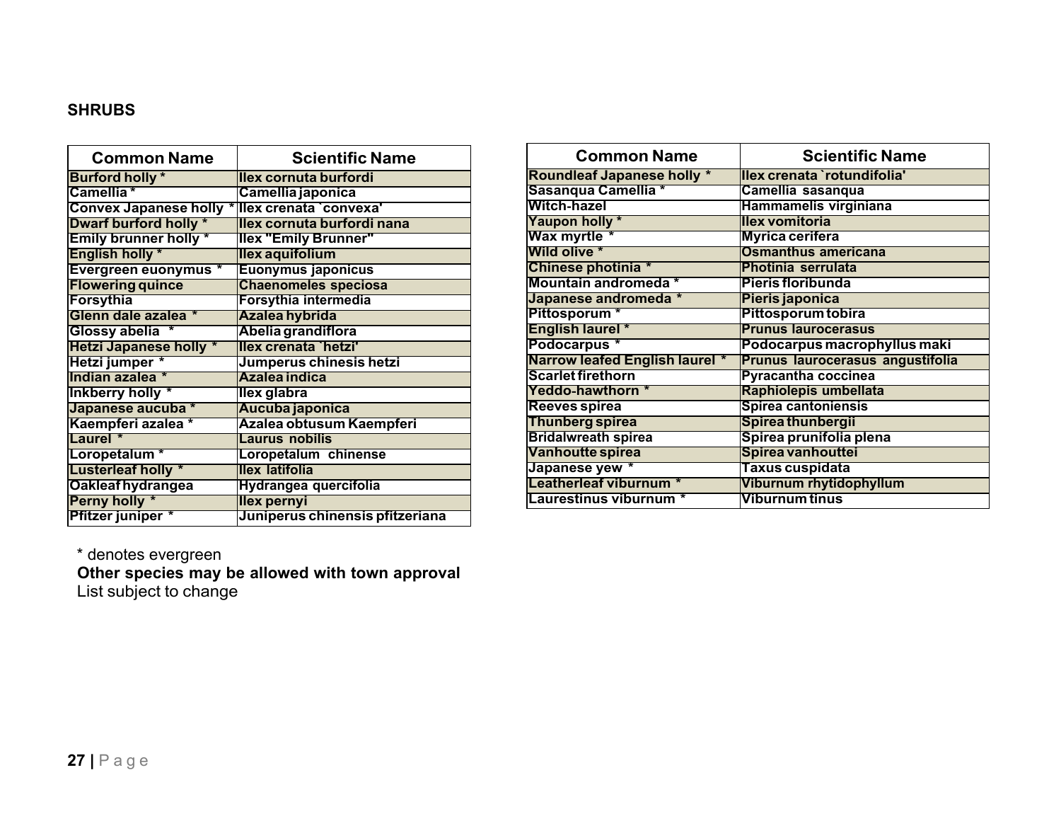**SHRUBS**

| Common Name | Scientific Name |
|---|---|
| Burford holly * | Ilex cornuta burfordi |
| Camellia * | Camellia japonica |
| Convex Japanese holly * | Ilex crenata `convexa' |
| Dwarf burford holly * | Ilex cornuta burfordi nana |
| Emily brunner holly * | Ilex "Emily Brunner" |
| English holly * | Ilex aquifolium |
| Evergreen euonymus * | Euonymus japonicus |
| Flowering quince | Chaenomeles speciosa |
| Forsythia | Forsythia intermedia |
| Glenn dale azalea * | Azalea hybrida |
| Glossy abelia * | Abelia grandiflora |
| Hetzi Japanese holly * | Ilex crenata `hetzi' |
| Hetzi jumper * | Jumperus chinesis hetzi |
| Indian azalea * | Azalea indica |
| Inkberry holly * | Ilex glabra |
| Japanese aucuba * | Aucuba japonica |
| Kaempferi azalea * | Azalea obtusum Kaempferi |
| Laurel * | Laurus nobilis |
| Loropetalum * | Loropetalum chinense |
| Lusterleaf holly * | Ilex latifolia |
| Oakleaf hydrangea | Hydrangea quercifolia |
| Perny holly * | Ilex pernyi |
| Pfitzer juniper * | Juniperus chinensis pfitzeriana |
| Roundleaf Japanese holly * | Ilex crenata `rotundifolia' |
| Sasanqua Camellia * | Camellia sasanqua |
| Witch-hazel | Hammamelis virginiana |
| Yaupon holly * | Ilex vomitoria |
| Wax myrtle * | Myrica cerifera |
| Wild olive * | Osmanthus americana |
| Chinese photinia * | Photinia serrulata |
| Mountain andromeda * | Pieris floribunda |
| Japanese andromeda * | Pieris japonica |
| Pittosporum * | Pittosporum tobira |
| English laurel * | Prunus laurocerasus |
| Podocarpus * | Podocarpus macrophyllus maki |
| Narrow leafed English laurel * | Prunus laurocerasus angustifolia |
| Scarlet firethorn | Pyracantha coccinea |
| Yeddo-hawthorn * | Raphiolepis umbellata |
| Reeves spirea | Spirea cantoniensis |
| Thunberg spirea | Spirea thunbergii |
| Bridalwreath spirea | Spirea prunifolia plena |
| Vanhoutte spirea | Spirea vanhouttei |
| Japanese yew * | Taxus cuspidata |
| Leatherleaf viburnum * | Viburnum rhytidophyllum |
| Laurestinus viburnum * | Viburnum tinus |

* denotes evergreen

**Other species may be allowed with town approval**

List subject to change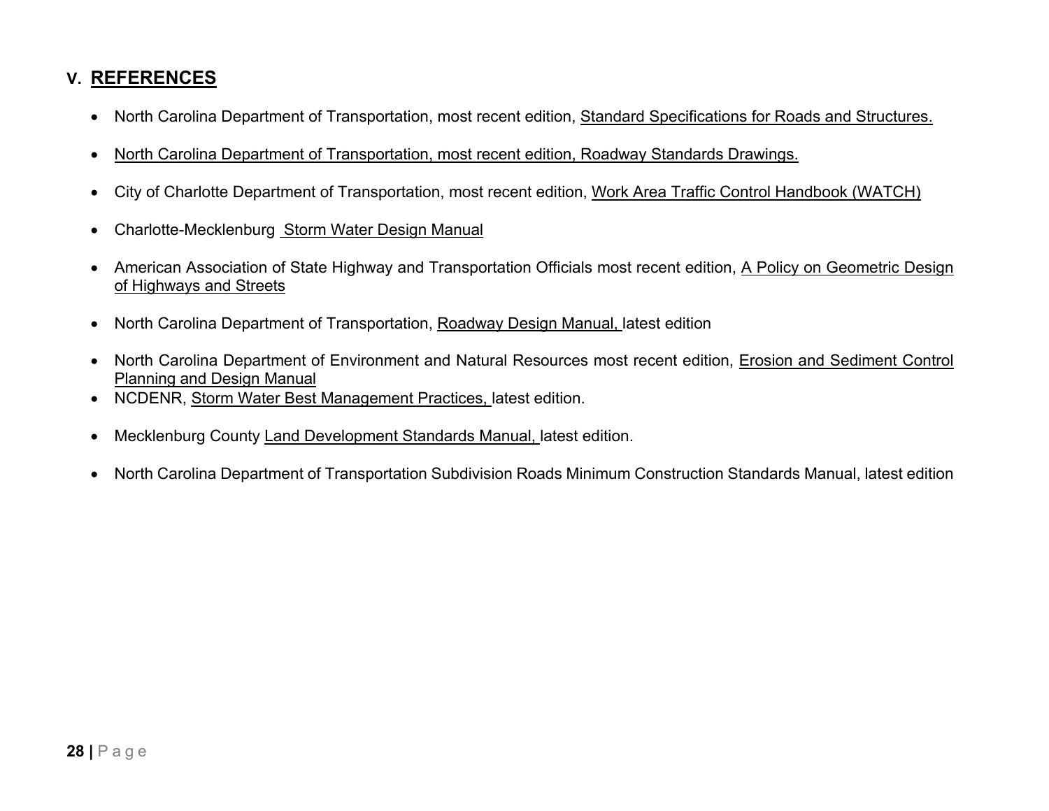## V. REFERENCES

- North Carolina Department of Transportation, most recent edition, Standard Specifications for Roads and Structures.
- North Carolina Department of Transportation, most recent edition, Roadway Standards Drawings.
- City of Charlotte Department of Transportation, most recent edition, Work Area Traffic Control Handbook (WATCH)
- Charlotte-Mecklenburg Storm Water Design Manual
- American Association of State Highway and Transportation Officials most recent edition, A Policy on Geometric Design of Highways and Streets
- North Carolina Department of Transportation, Roadway Design Manual, latest edition
- North Carolina Department of Environment and Natural Resources most recent edition, Erosion and Sediment Control Planning and Design Manual
- NCDENR, Storm Water Best Management Practices, latest edition.
- Mecklenburg County Land Development Standards Manual, latest edition.
- North Carolina Department of Transportation Subdivision Roads Minimum Construction Standards Manual, latest edition